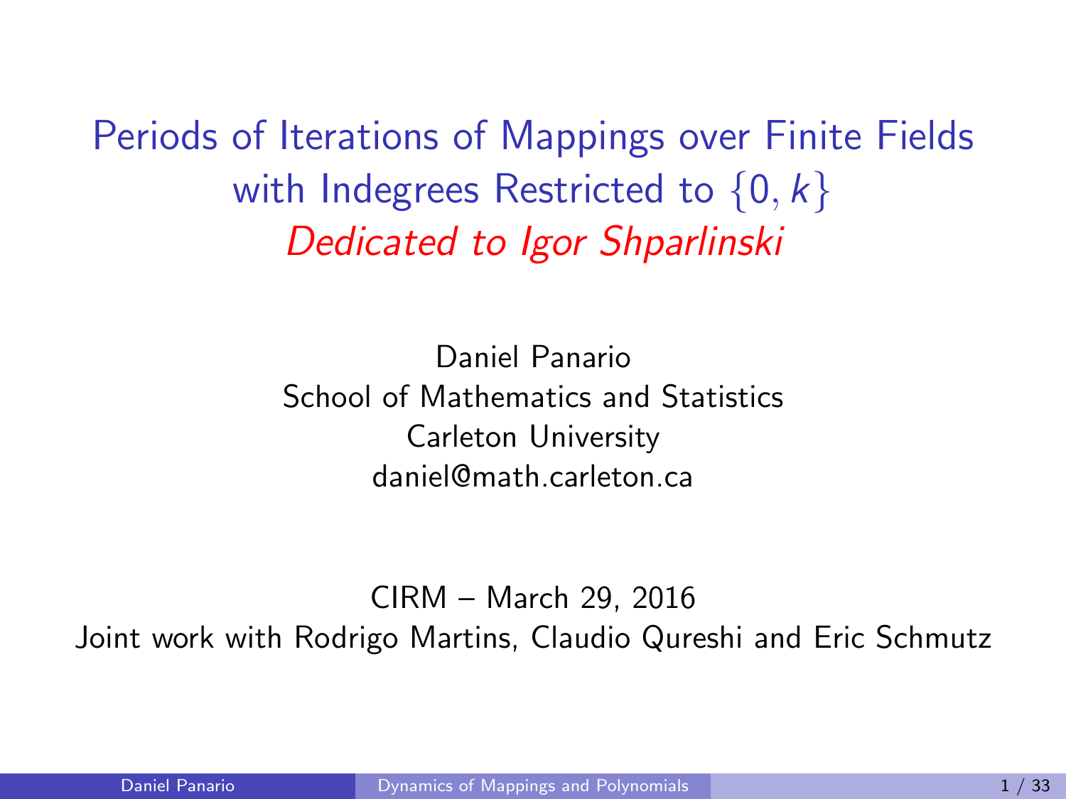# Periods of Iterations of Mappings over Finite Fields with Indegrees Restricted to $\{0, k\}$

*Dedicated to Igor Shparlinski*

Daniel Panario
School of Mathematics and Statistics
Carleton University
daniel@math.carleton.ca

CIRM – March 29, 2016

Joint work with Rodrigo Martins, Claudio Qureshi and Eric Schmutz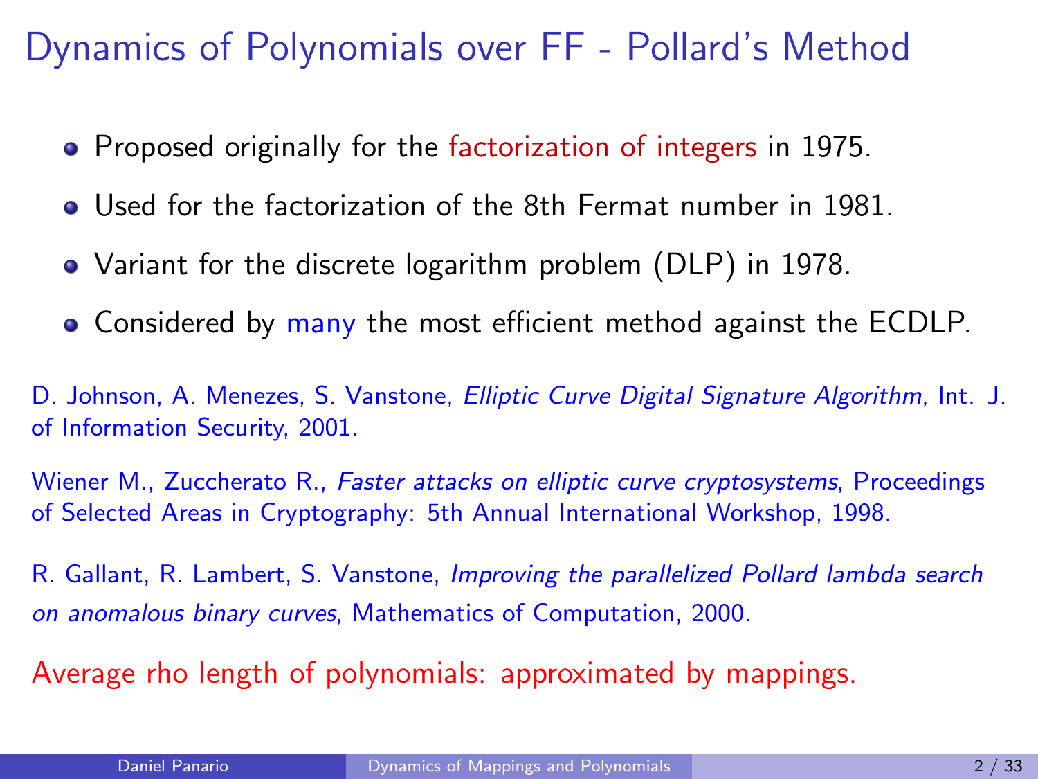# Dynamics of Polynomials over FF - Pollard's Method

- Proposed originally for the factorization of integers in 1975.
- Used for the factorization of the 8th Fermat number in 1981.
- Variant for the discrete logarithm problem (DLP) in 1978.
- Considered by many the most efficient method against the ECDLP.

D. Johnson, A. Menezes, S. Vanstone, *Elliptic Curve Digital Signature Algorithm*, Int. J. of Information Security, 2001.

Wiener M., Zuccherato R., *Faster attacks on elliptic curve cryptosystems*, Proceedings of Selected Areas in Cryptography: 5th Annual International Workshop, 1998.

R. Gallant, R. Lambert, S. Vanstone, *Improving the parallelized Pollard lambda search on anomalous binary curves*, Mathematics of Computation, 2000.

Average rho length of polynomials: approximated by mappings.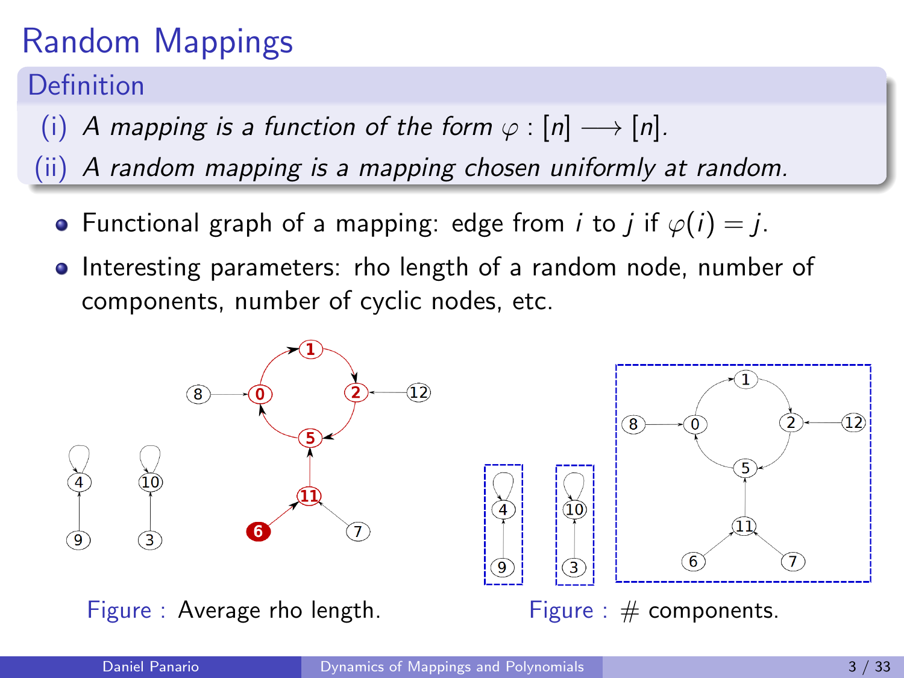# Random Mappings

**Definition**

(i) *A mapping is a function of the form $\varphi : [n] \longrightarrow [n]$.*

(ii) *A random mapping is a mapping chosen uniformly at random.*

- Functional graph of a mapping: edge from $i$ to $j$ if $\varphi(i) = j$.
- Interesting parameters: rho length of a random node, number of components, number of cyclic nodes, etc.

Figure : Average rho length.

Figure : # components.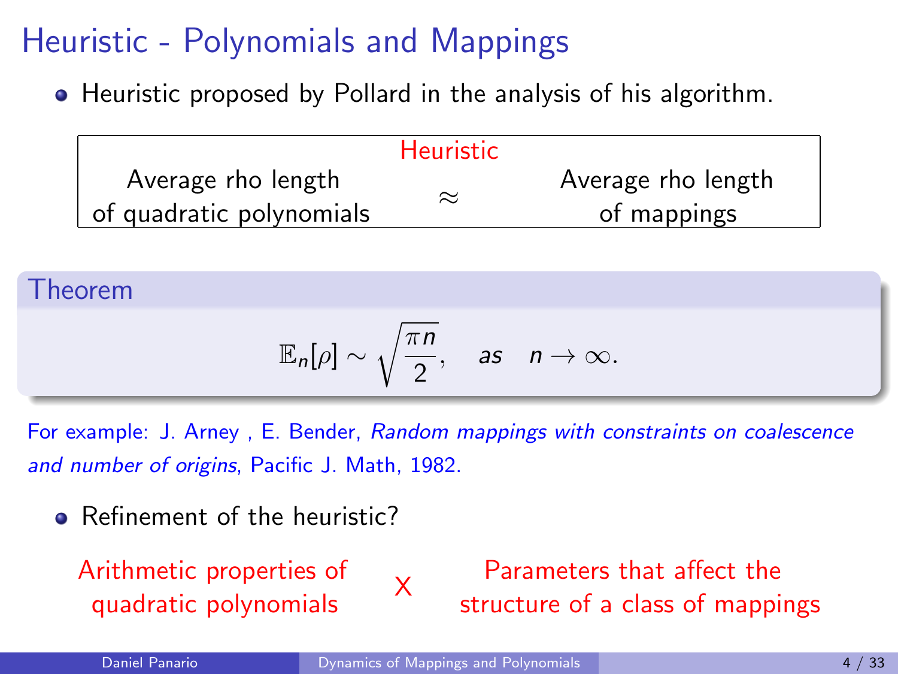# Heuristic - Polynomials and Mappings

- Heuristic proposed by Pollard in the analysis of his algorithm.

| Average rho length of quadratic polynomials | Heuristic $\approx$ | Average rho length of mappings |
|---|---|---|

**Theorem**

$$\mathbb{E}_n[\rho] \sim \sqrt{\frac{\pi n}{2}}, \quad as \quad n \to \infty.$$

For example: J. Arney , E. Bender, *Random mappings with constraints on coalescence and number of origins*, Pacific J. Math, 1982.

- Refinement of the heuristic?

Arithmetic properties of quadratic polynomials X Parameters that affect the structure of a class of mappings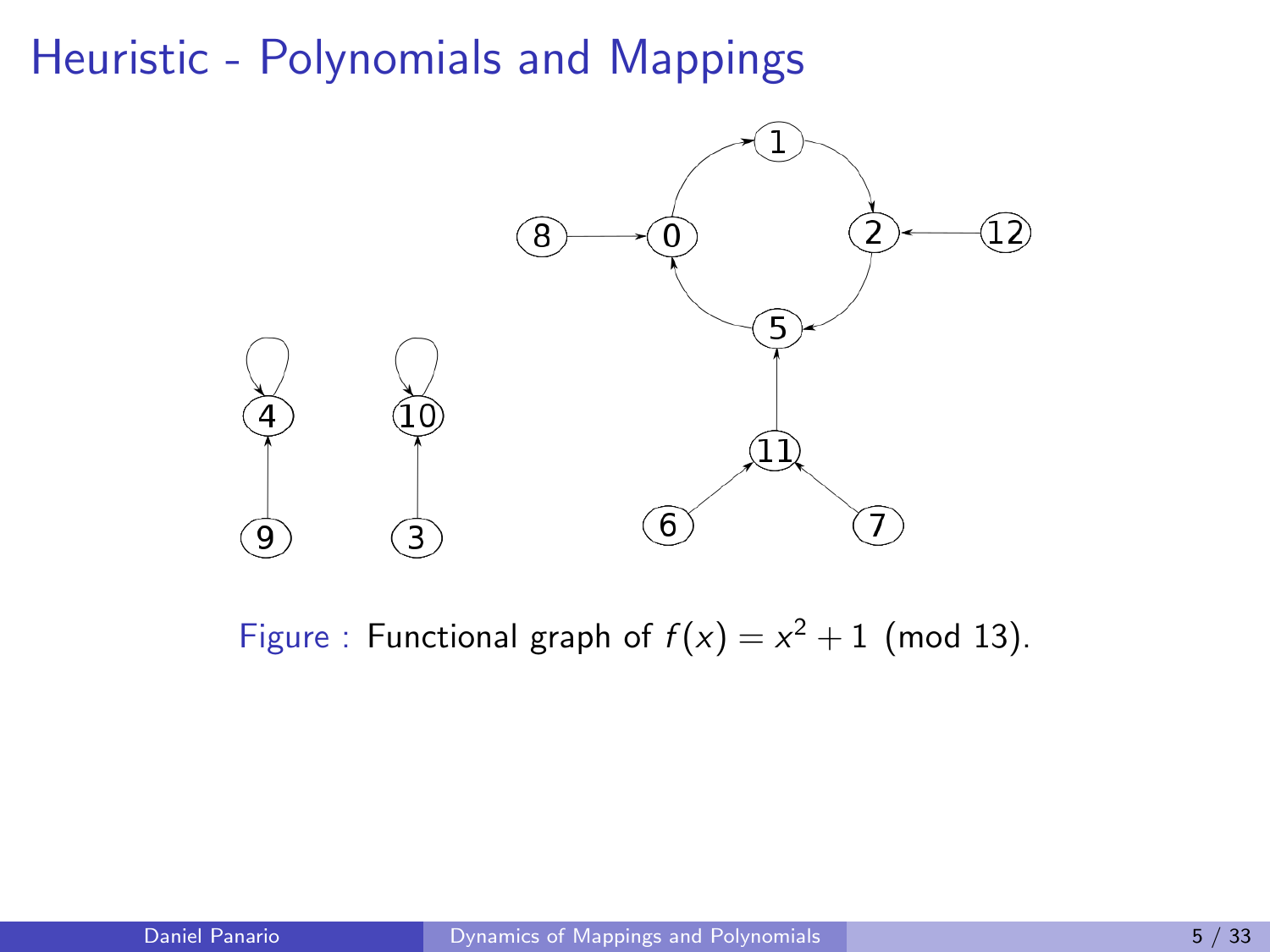# Heuristic - Polynomials and Mappings

Figure : Functional graph of $f(x) = x^2 + 1 \pmod{13}$.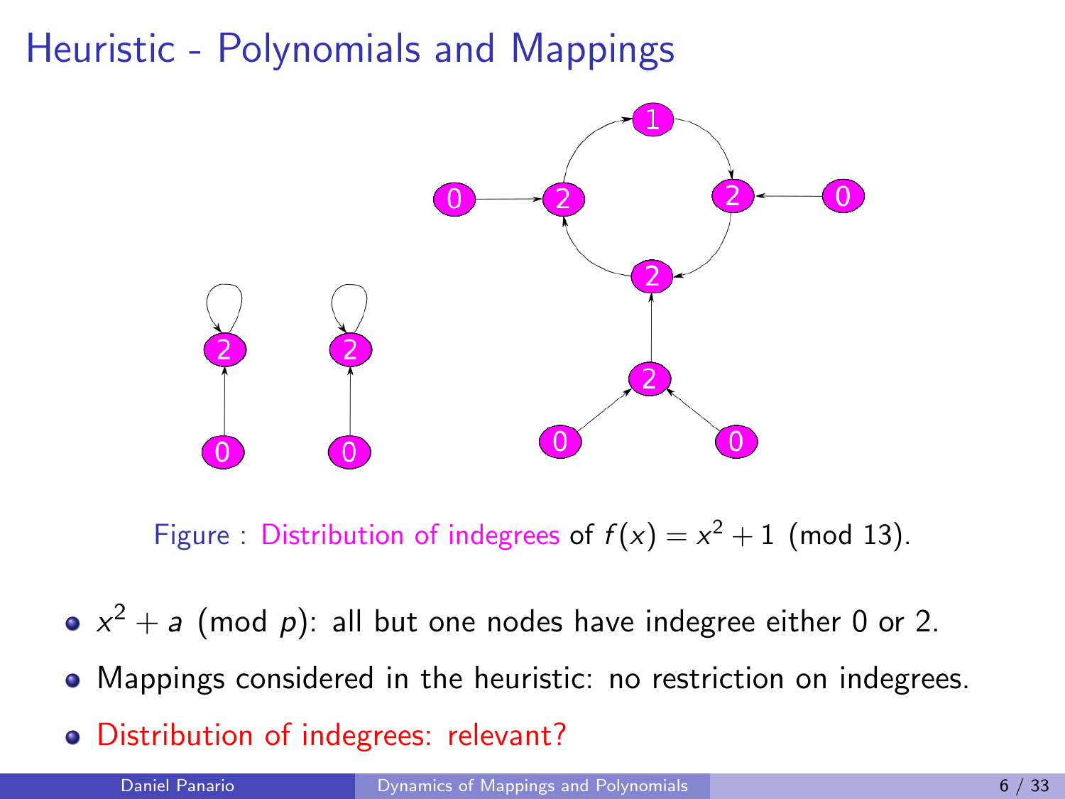# Heuristic - Polynomials and Mappings

Figure : Distribution of indegrees of $f(x) = x^2 + 1 \pmod{13}$.

- $x^2 + a \pmod{p}$: all but one nodes have indegree either 0 or 2.
- Mappings considered in the heuristic: no restriction on indegrees.
- Distribution of indegrees: relevant?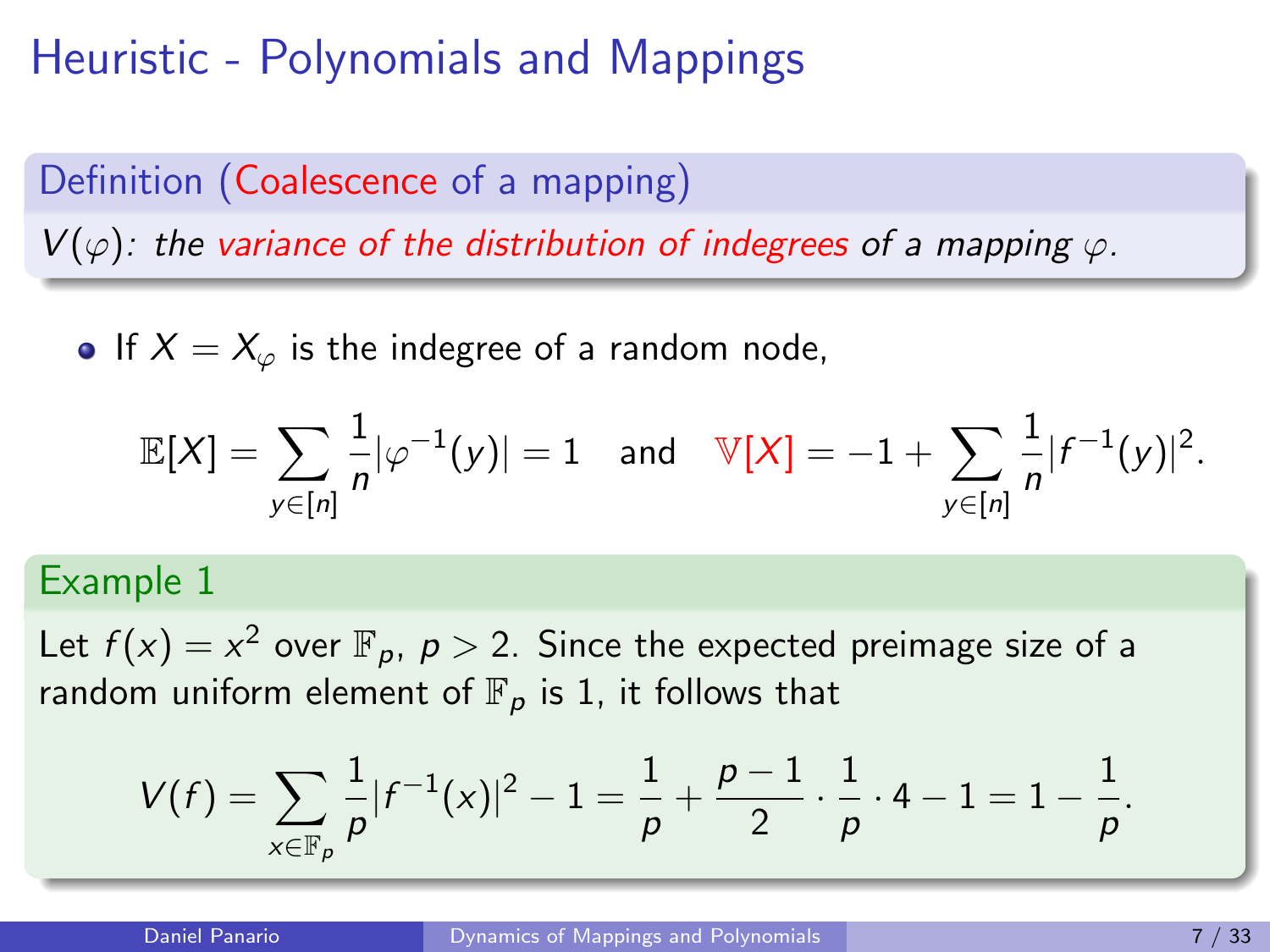# Heuristic - Polynomials and Mappings

**Definition (Coalescence of a mapping)**

*$V(\varphi)$: the variance of the distribution of indegrees of a mapping $\varphi$.*

- If $X = X_\varphi$ is the indegree of a random node,

$$\mathbb{E}[X] = \sum_{y \in [n]} \frac{1}{n} |\varphi^{-1}(y)| = 1 \quad \text{and} \quad \mathbb{V}[X] = -1 + \sum_{y \in [n]} \frac{1}{n} |f^{-1}(y)|^2.$$

**Example 1**

Let $f(x) = x^2$ over $\mathbb{F}_p$, $p > 2$. Since the expected preimage size of a random uniform element of $\mathbb{F}_p$ is 1, it follows that

$$V(f) = \sum_{x \in \mathbb{F}_p} \frac{1}{p} |f^{-1}(x)|^2 - 1 = \frac{1}{p} + \frac{p-1}{2} \cdot \frac{1}{p} \cdot 4 - 1 = 1 - \frac{1}{p}.$$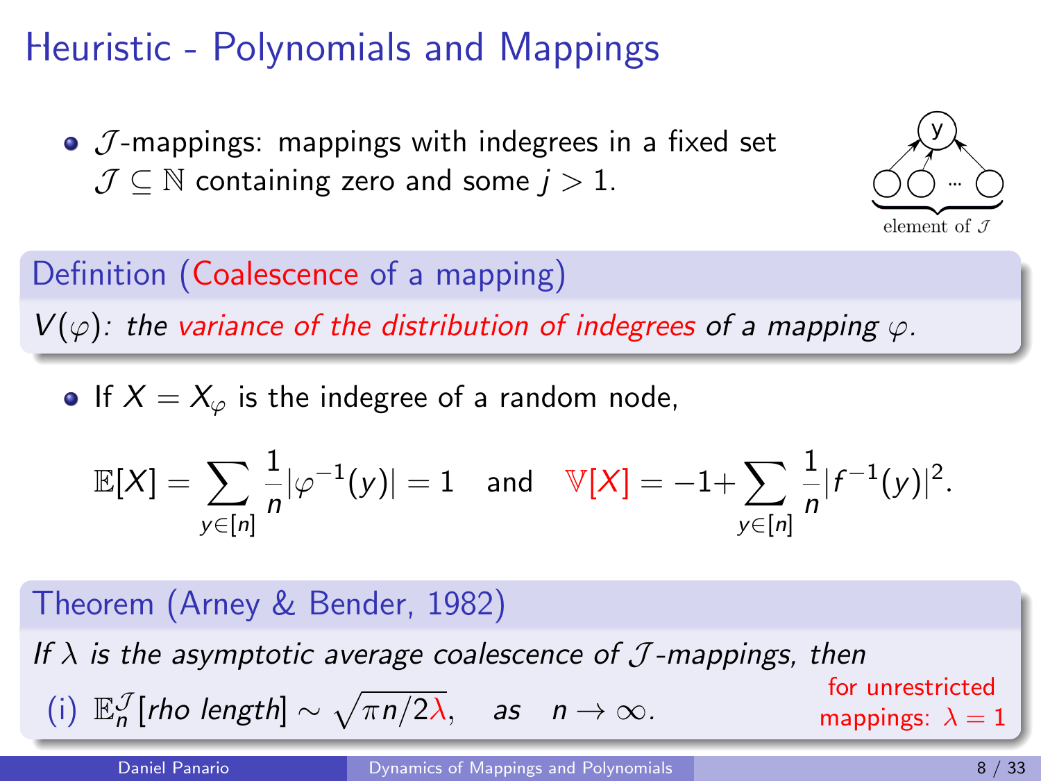# Heuristic - Polynomials and Mappings

- $\mathcal{J}$-mappings: mappings with indegrees in a fixed set $\mathcal{J} \subseteq \mathbb{N}$ containing zero and some $j > 1$.

**Definition (Coalescence of a mapping)**

*$V(\varphi)$: the variance of the distribution of indegrees of a mapping $\varphi$.*

- If $X = X_\varphi$ is the indegree of a random node,

$$\mathbb{E}[X] = \sum_{y \in [n]} \frac{1}{n} |\varphi^{-1}(y)| = 1 \quad \text{and} \quad \mathbb{V}[X] = -1 + \sum_{y \in [n]} \frac{1}{n} |f^{-1}(y)|^2.$$

**Theorem (Arney & Bender, 1982)**

*If $\lambda$ is the asymptotic average coalescence of $\mathcal{J}$-mappings, then*

(i) $\mathbb{E}_n^{\mathcal{J}}[\text{rho length}] \sim \sqrt{\pi n / 2\lambda}$, *as* $n \to \infty$.

for unrestricted mappings: $\lambda = 1$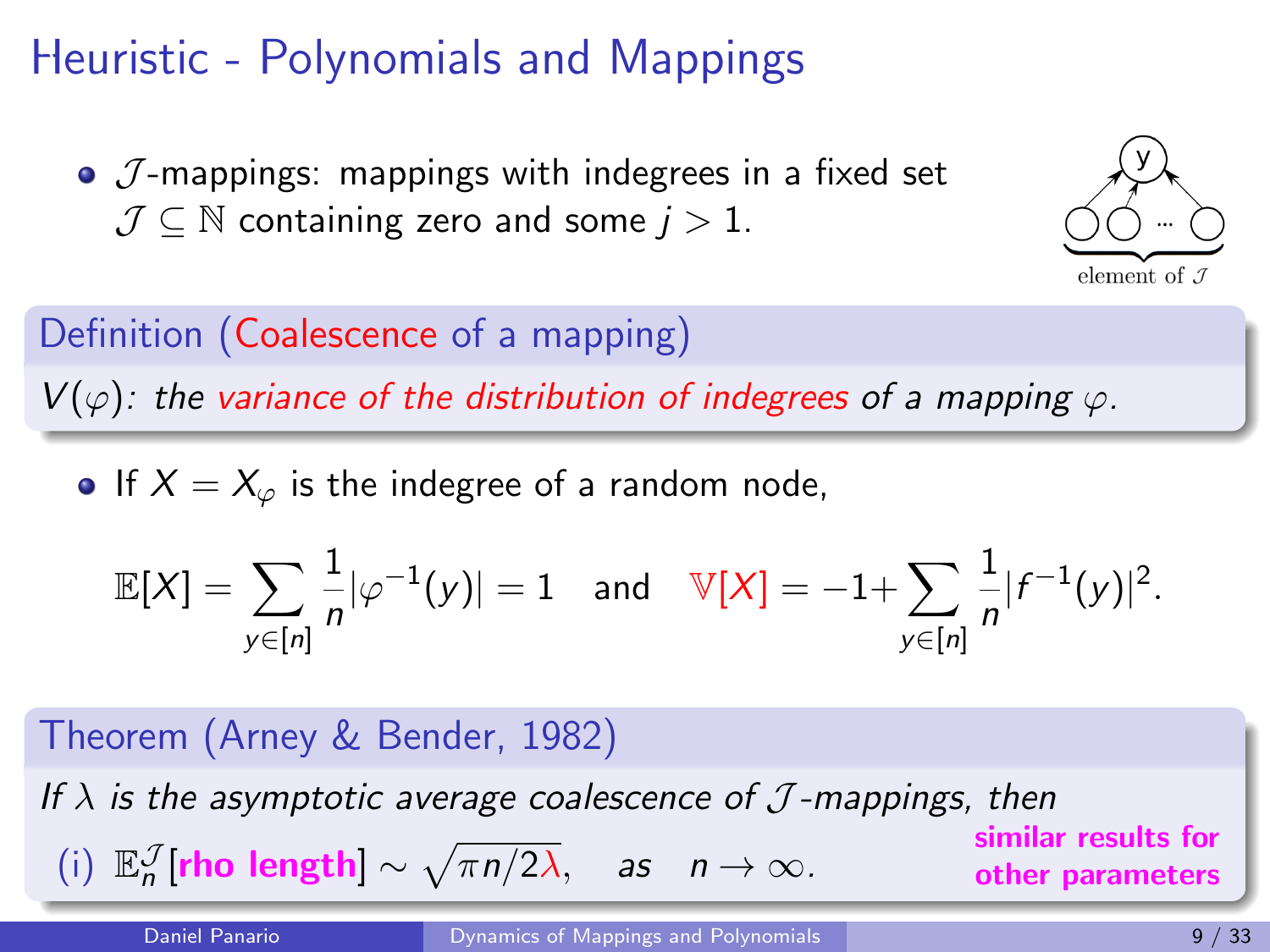# Heuristic - Polynomials and Mappings

- $\mathcal{J}$-mappings: mappings with indegrees in a fixed set $\mathcal{J} \subseteq \mathbb{N}$ containing zero and some $j > 1$.

element of $\mathcal{J}$

**Definition (Coalescence of a mapping)**

*$V(\varphi)$: the variance of the distribution of indegrees of a mapping $\varphi$.*

- If $X = X_\varphi$ is the indegree of a random node,

$$\mathbb{E}[X] = \sum_{y \in [n]} \frac{1}{n} |\varphi^{-1}(y)| = 1 \quad \text{and} \quad \mathbb{V}[X] = -1 + \sum_{y \in [n]} \frac{1}{n} |f^{-1}(y)|^2.$$

**Theorem (Arney & Bender, 1982)**

*If $\lambda$ is the asymptotic average coalescence of $\mathcal{J}$-mappings, then*

(i) $\mathbb{E}_n^{\mathcal{J}}[\textbf{rho length}] \sim \sqrt{\pi n / 2\lambda}$, *as* $n \to \infty$.

**similar results for other parameters**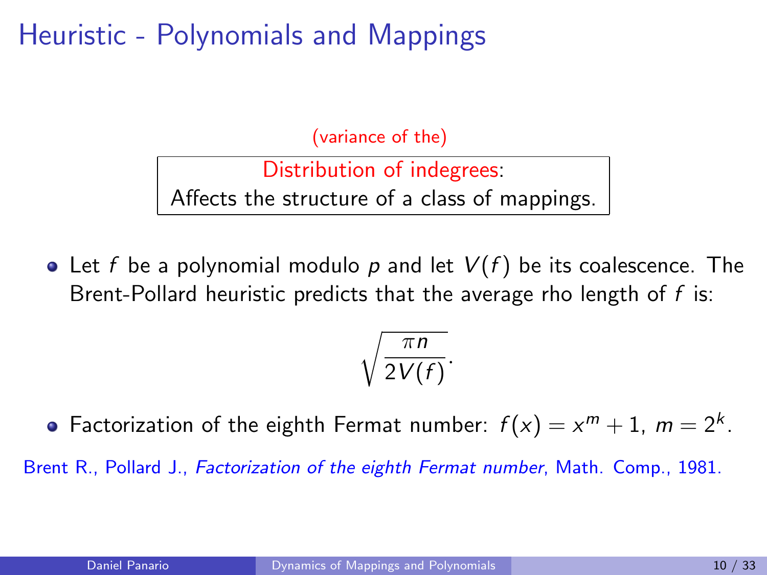# Heuristic - Polynomials and Mappings

(variance of the)

Distribution of indegrees:
Affects the structure of a class of mappings.

- Let $f$ be a polynomial modulo $p$ and let $V(f)$ be its coalescence. The Brent-Pollard heuristic predicts that the average rho length of $f$ is:

$$\sqrt{\frac{\pi n}{2V(f)}}.$$

- Factorization of the eighth Fermat number: $f(x) = x^m + 1$, $m = 2^k$.

Brent R., Pollard J., *Factorization of the eighth Fermat number*, Math. Comp., 1981.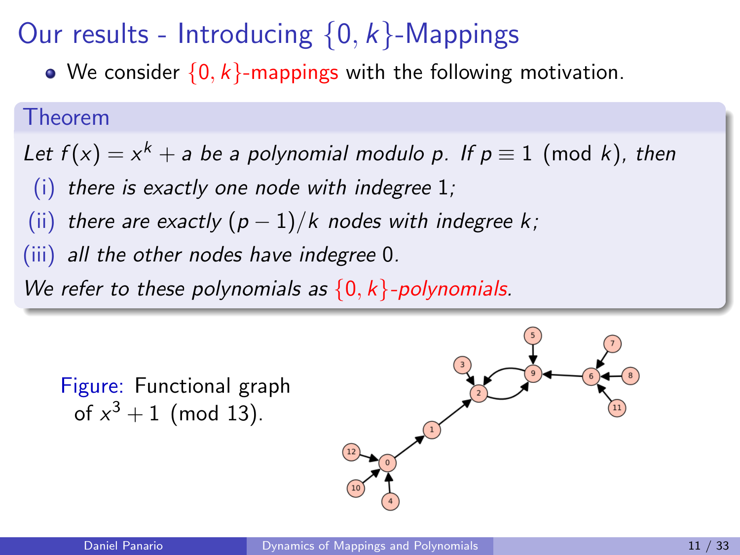# Our results - Introducing $\{0, k\}$-Mappings

- We consider $\{0, k\}$-mappings with the following motivation.

**Theorem**

*Let $f(x) = x^k + a$ be a polynomial modulo $p$. If $p \equiv 1 \pmod{k}$, then*

1. *(i) there is exactly one node with indegree 1;*
2. *(ii) there are exactly $(p-1)/k$ nodes with indegree $k$;*
3. *(iii) all the other nodes have indegree 0.*

*We refer to these polynomials as $\{0, k\}$-polynomials.*

Figure: Functional graph of $x^3 + 1 \pmod{13}$.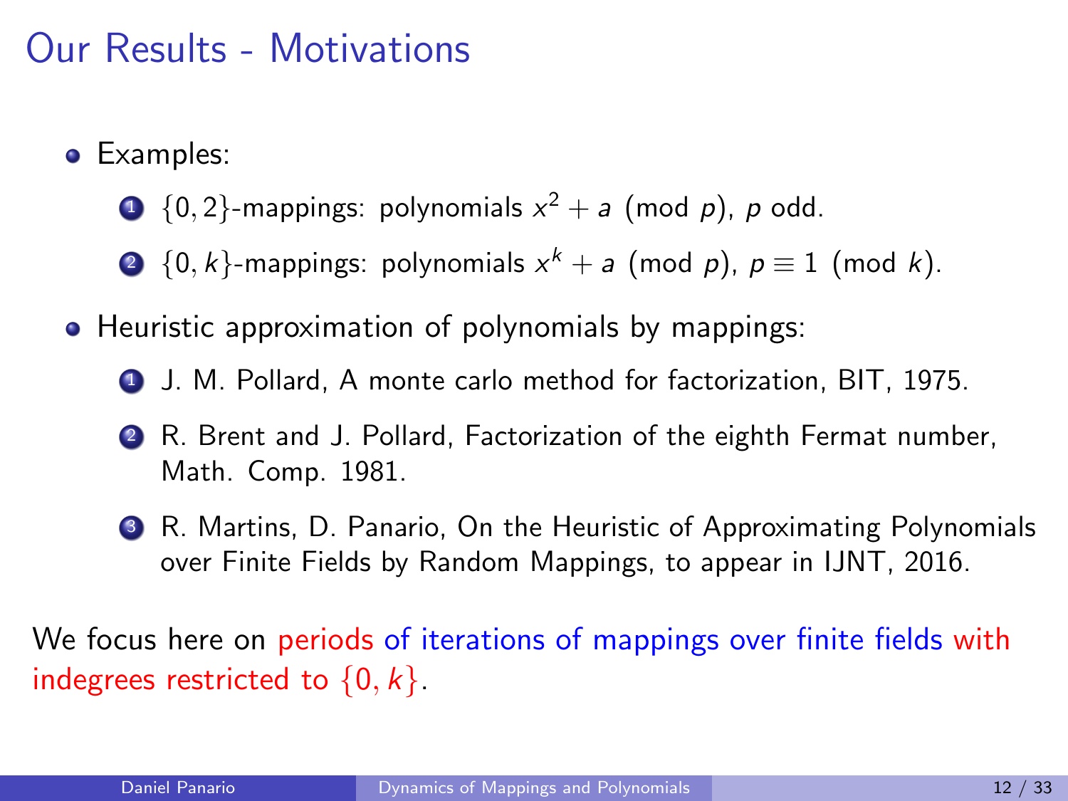# Our Results - Motivations

- Examples:
  1. $\{0, 2\}$-mappings: polynomials $x^2 + a \pmod p$, $p$ odd.
  2. $\{0, k\}$-mappings: polynomials $x^k + a \pmod p$, $p \equiv 1 \pmod k$.
- Heuristic approximation of polynomials by mappings:
  1. J. M. Pollard, A monte carlo method for factorization, BIT, 1975.
  2. R. Brent and J. Pollard, Factorization of the eighth Fermat number, Math. Comp. 1981.
  3. R. Martins, D. Panario, On the Heuristic of Approximating Polynomials over Finite Fields by Random Mappings, to appear in IJNT, 2016.

We focus here on periods of iterations of mappings over finite fields with indegrees restricted to $\{0, k\}$.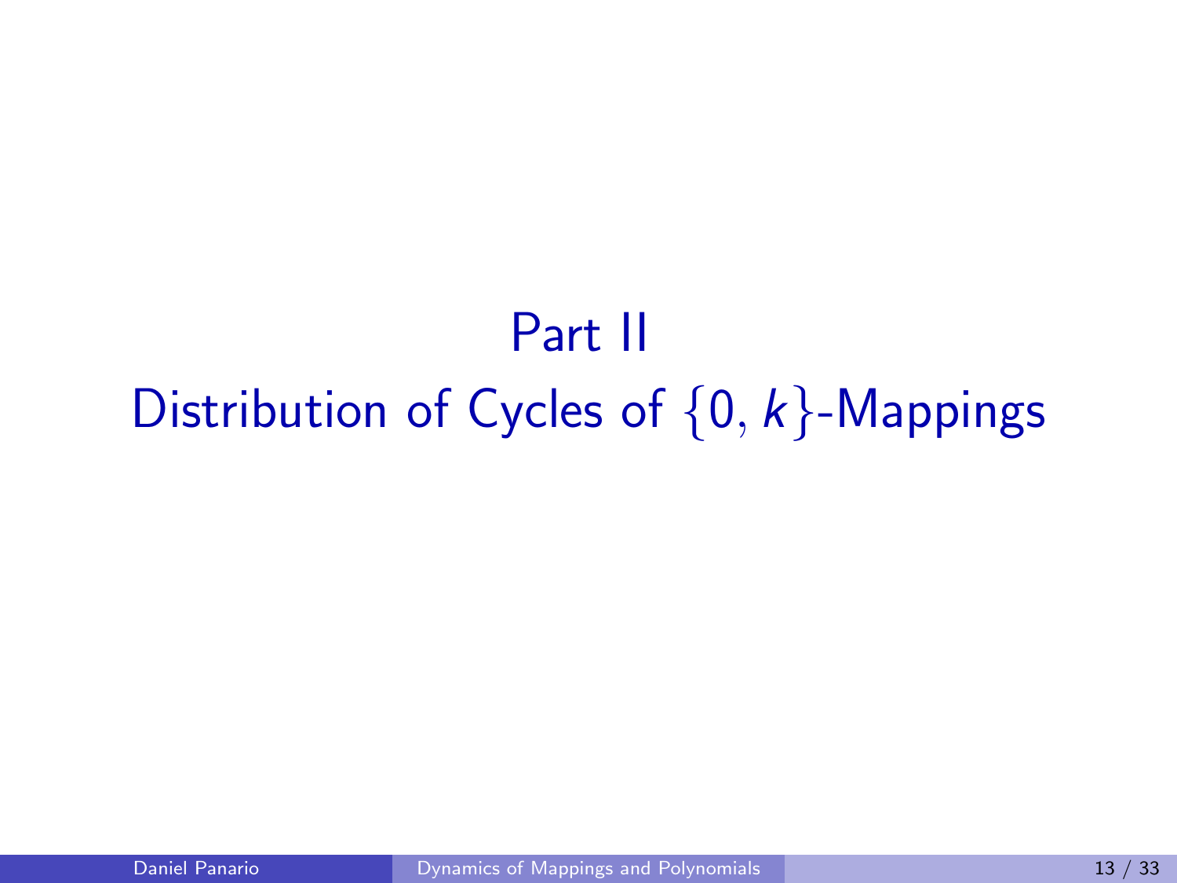# Part II
# Distribution of Cycles of $\{0, k\}$-Mappings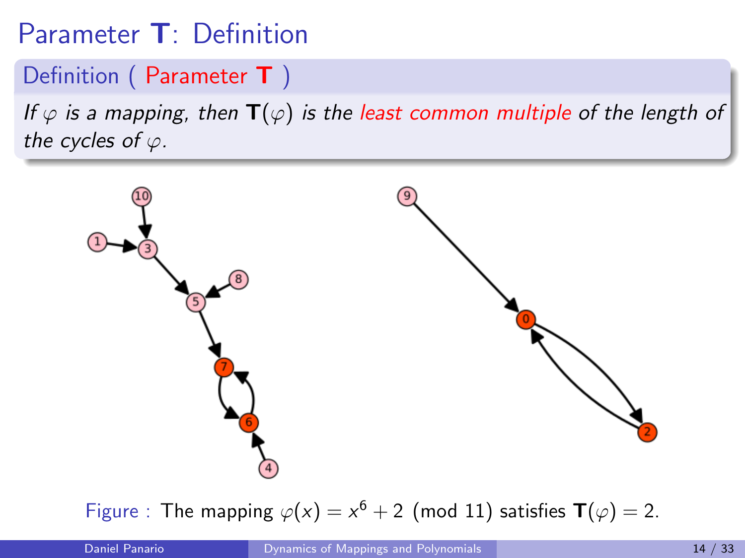# Parameter $\mathbf{T}$: Definition

**Definition ( Parameter $\mathbf{T}$ )**

*If $\varphi$ is a mapping, then $\mathbf{T}(\varphi)$ is the least common multiple of the length of the cycles of $\varphi$.*

Figure : The mapping $\varphi(x) = x^6 + 2 \pmod{11}$ satisfies $\mathbf{T}(\varphi) = 2$.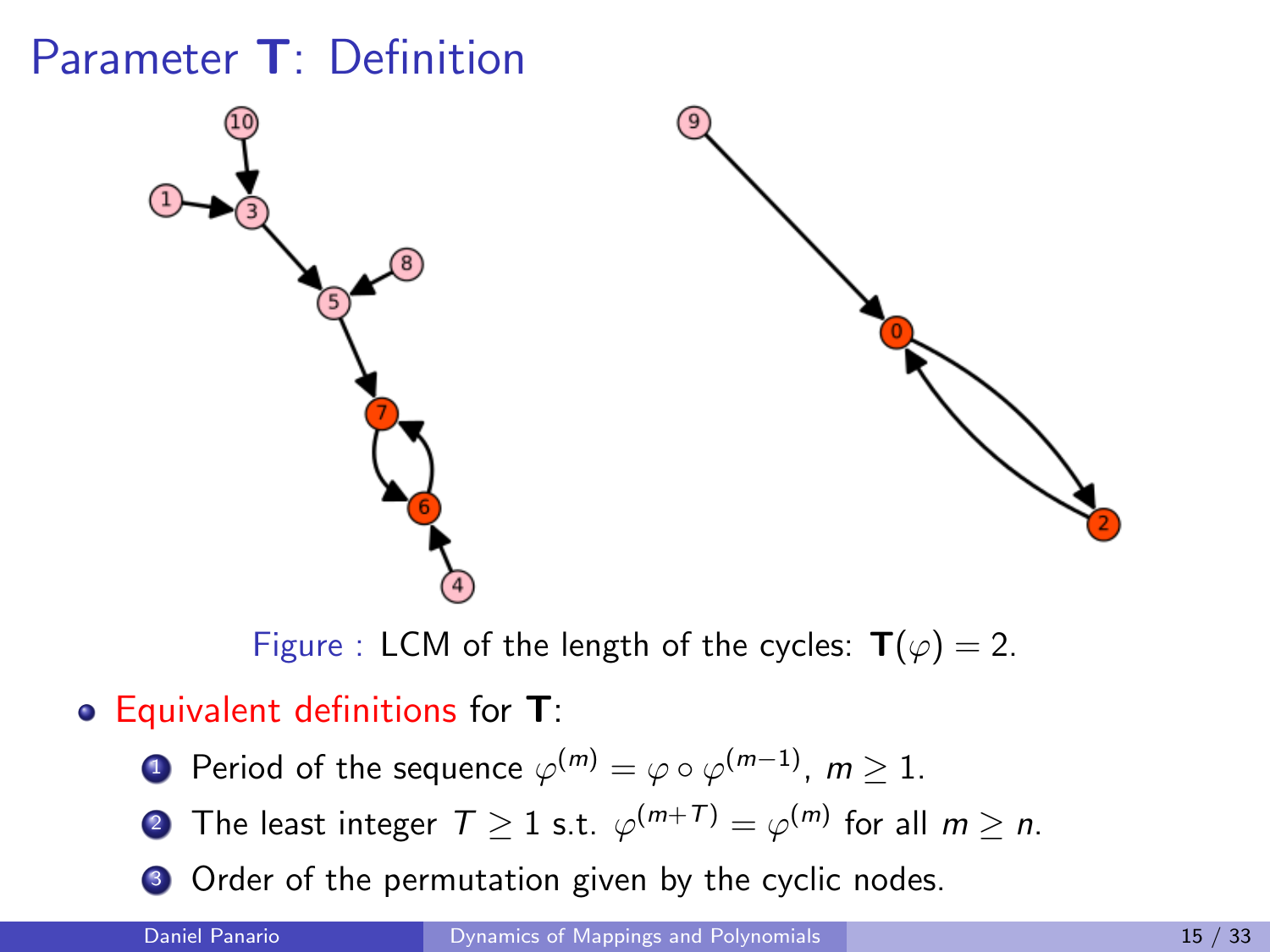# Parameter **T**: Definition

Figure : LCM of the length of the cycles: $\mathbf{T}(\varphi) = 2$.

- Equivalent definitions for **T**:
  1. Period of the sequence $\varphi^{(m)} = \varphi \circ \varphi^{(m-1)}$, $m \geq 1$.
  2. The least integer $T \geq 1$ s.t. $\varphi^{(m+T)} = \varphi^{(m)}$ for all $m \geq n$.
  3. Order of the permutation given by the cyclic nodes.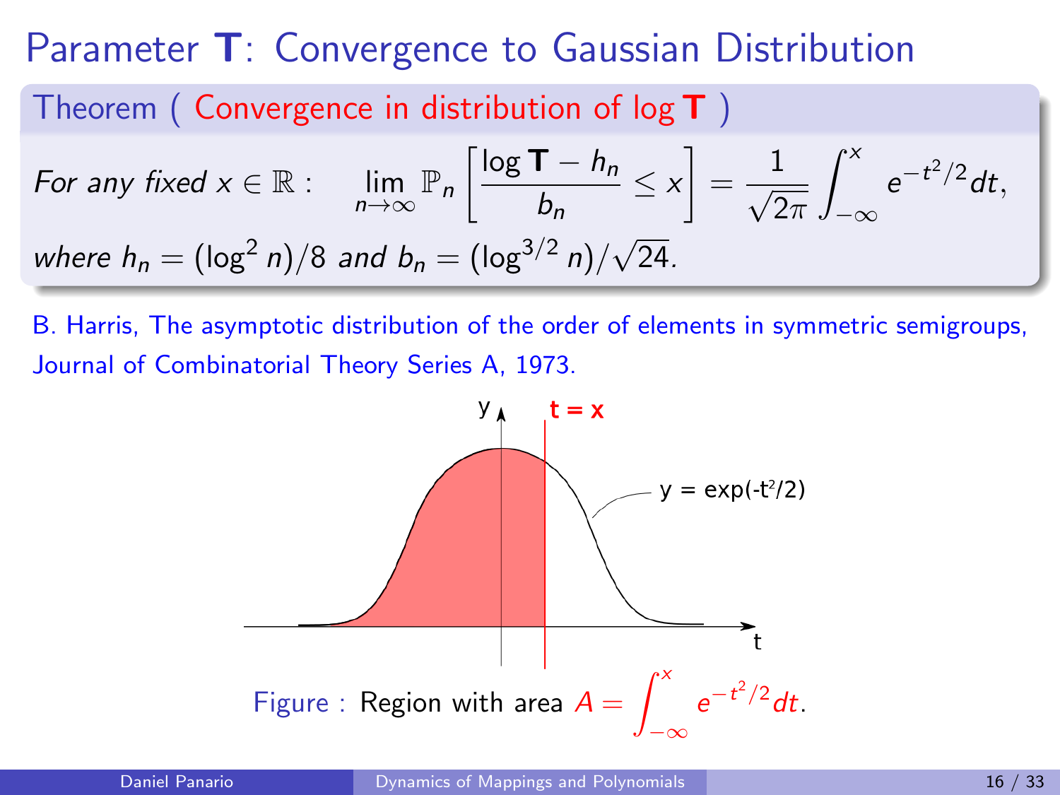# Parameter **T**: Convergence to Gaussian Distribution

**Theorem ( Convergence in distribution of $\log \mathbf{T}$ )**

*For any fixed $x \in \mathbb{R}$ :*

$$\lim_{n\to\infty} \mathbb{P}_n\left[\frac{\log \mathbf{T} - h_n}{b_n} \le x\right] = \frac{1}{\sqrt{2\pi}} \int_{-\infty}^{x} e^{-t^2/2} dt,$$

*where $h_n = (\log^2 n)/8$ and $b_n = (\log^{3/2} n)/\sqrt{24}$.*

B. Harris, The asymptotic distribution of the order of elements in symmetric semigroups, Journal of Combinatorial Theory Series A, 1973.

Figure : Region with area $A = \int_{-\infty}^{x} e^{-t^2/2} dt$.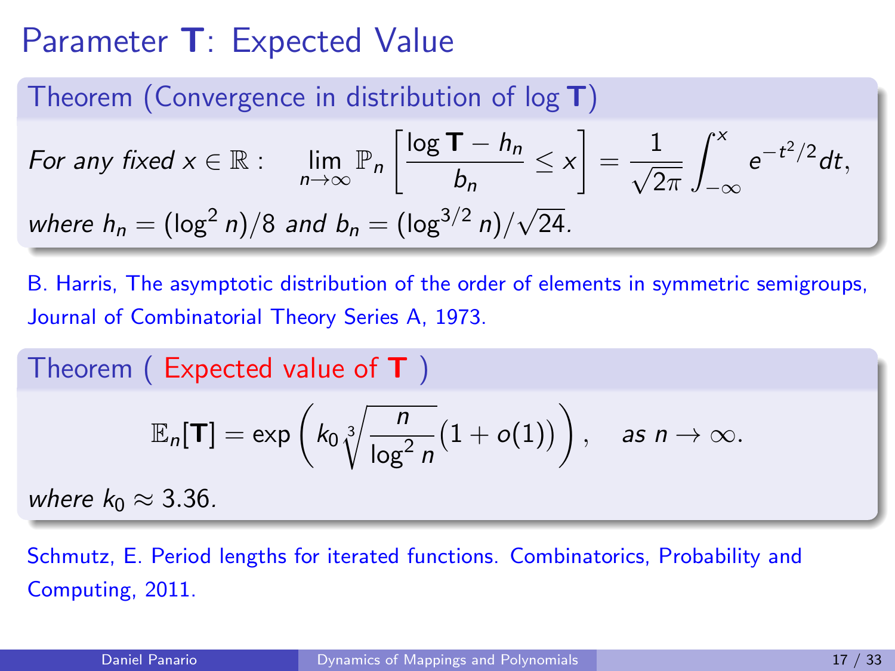# Parameter **T**: Expected Value

**Theorem (Convergence in distribution of $\log \mathbf{T}$)**

*For any fixed* $x \in \mathbb{R}$ :

$$\lim_{n\to\infty} \mathbb{P}_n\left[\frac{\log \mathbf{T} - h_n}{b_n} \le x\right] = \frac{1}{\sqrt{2\pi}}\int_{-\infty}^{x} e^{-t^2/2}dt,$$

*where* $h_n = (\log^2 n)/8$ *and* $b_n = (\log^{3/2} n)/\sqrt{24}$.

B. Harris, The asymptotic distribution of the order of elements in symmetric semigroups, Journal of Combinatorial Theory Series A, 1973.

**Theorem ( Expected value of T )**

$$\mathbb{E}_n[\mathbf{T}] = \exp\left(k_0\sqrt[3]{\frac{n}{\log^2 n}}(1+o(1))\right), \quad \text{as } n \to \infty.$$

*where* $k_0 \approx 3.36$.

Schmutz, E. Period lengths for iterated functions. Combinatorics, Probability and Computing, 2011.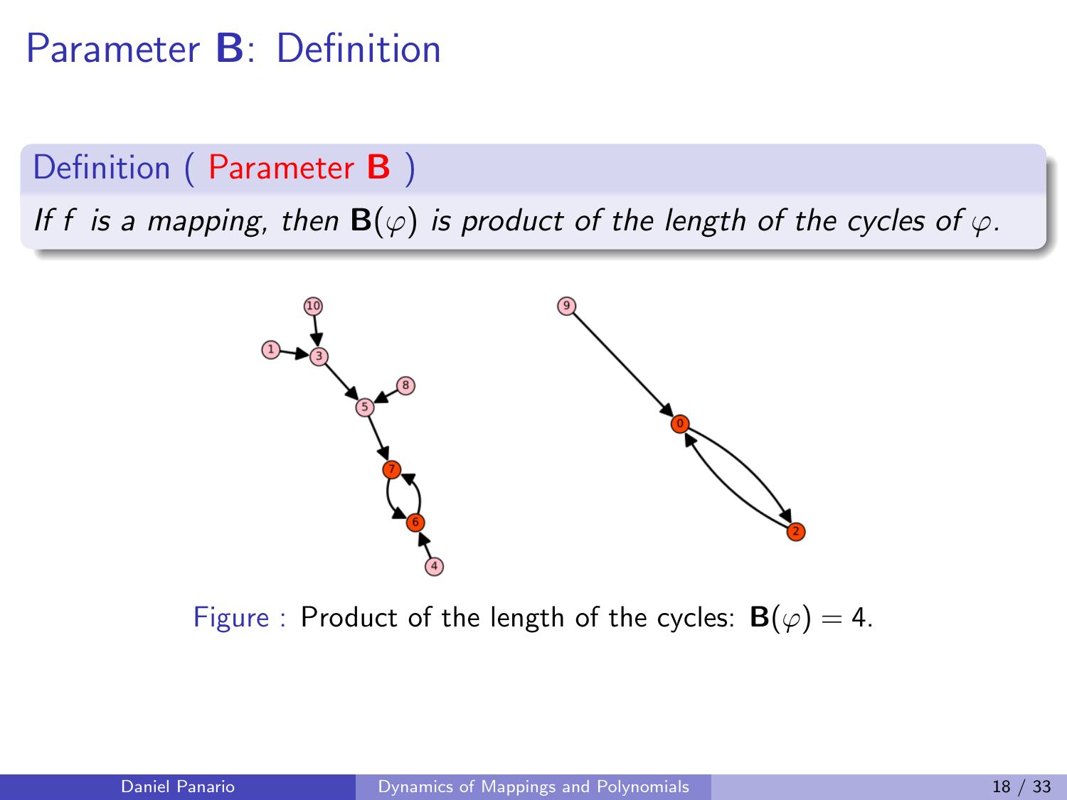# Parameter **B**: Definition

**Definition ( Parameter B )**

*If f is a mapping, then* $\mathbf{B}(\varphi)$ *is product of the length of the cycles of* $\varphi$*.*

Figure : Product of the length of the cycles: $\mathbf{B}(\varphi) = 4$.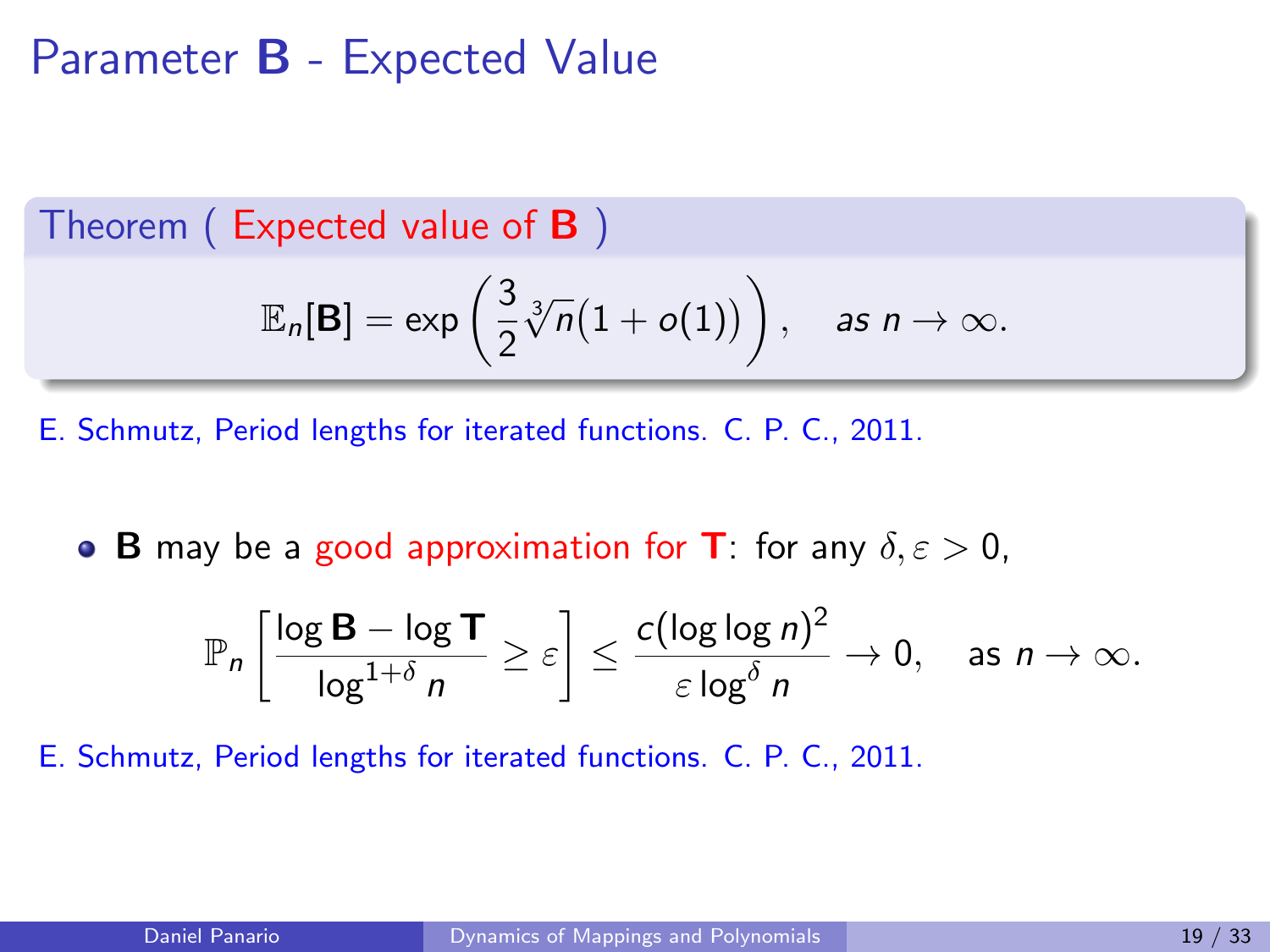# Parameter **B** - Expected Value

**Theorem ( Expected value of B )**

$$\mathbb{E}_n[\mathbf{B}] = \exp\left(\frac{3}{2}\sqrt[3]{n}(1+o(1))\right), \quad \textit{as } n \to \infty.$$

E. Schmutz, Period lengths for iterated functions. C. P. C., 2011.

- **B** may be a good approximation for **T**: for any $\delta, \varepsilon > 0$,

$$\mathbb{P}_n\left[\frac{\log \mathbf{B} - \log \mathbf{T}}{\log^{1+\delta} n} \geq \varepsilon\right] \leq \frac{c(\log\log n)^2}{\varepsilon \log^{\delta} n} \to 0, \quad \text{as } n \to \infty.$$

E. Schmutz, Period lengths for iterated functions. C. P. C., 2011.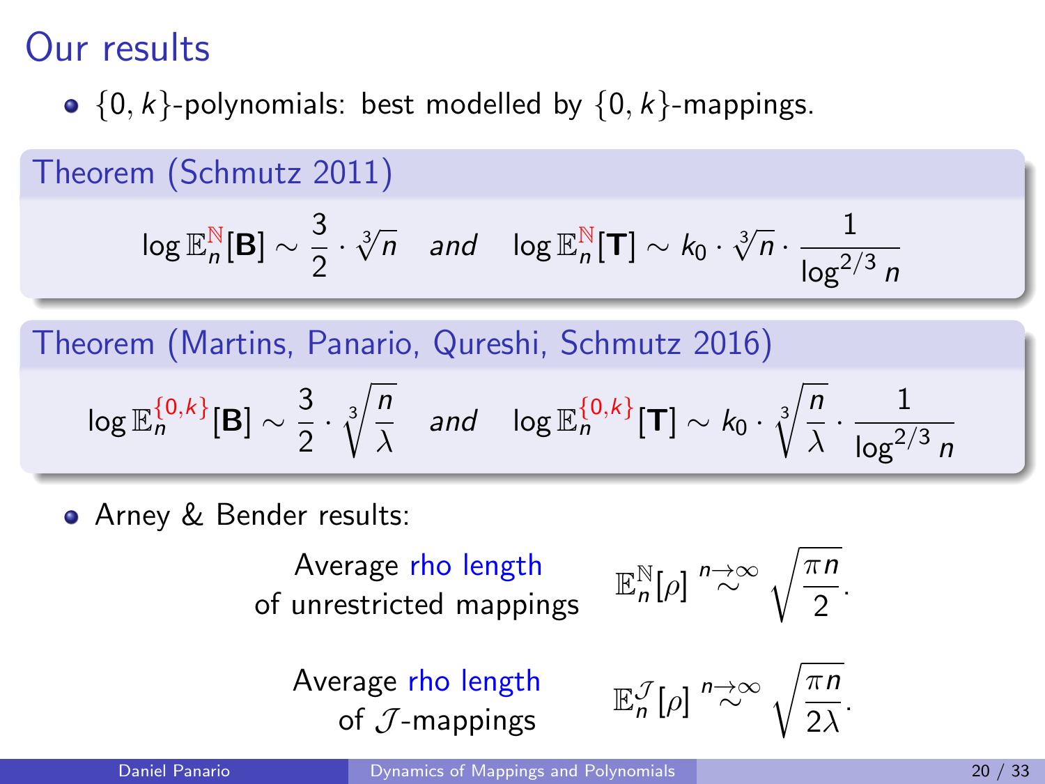# Our results

- $\{0, k\}$-polynomials: best modelled by $\{0, k\}$-mappings.

**Theorem (Schmutz 2011)**

$$\log \mathbb{E}_n^{\mathbb{N}}[\mathbf{B}] \sim \frac{3}{2} \cdot \sqrt[3]{n} \quad \textit{and} \quad \log \mathbb{E}_n^{\mathbb{N}}[\mathbf{T}] \sim k_0 \cdot \sqrt[3]{n} \cdot \frac{1}{\log^{2/3} n}$$

**Theorem (Martins, Panario, Qureshi, Schmutz 2016)**

$$\log \mathbb{E}_n^{\{0,k\}}[\mathbf{B}] \sim \frac{3}{2} \cdot \sqrt[3]{\frac{n}{\lambda}} \quad \textit{and} \quad \log \mathbb{E}_n^{\{0,k\}}[\mathbf{T}] \sim k_0 \cdot \sqrt[3]{\frac{n}{\lambda}} \cdot \frac{1}{\log^{2/3} n}$$

- Arney & Bender results:

Average rho length of unrestricted mappings $\quad \mathbb{E}_n^{\mathbb{N}}[\rho] \overset{n\to\infty}{\sim} \sqrt{\frac{\pi n}{2}}.$

Average rho length of $\mathcal{J}$-mappings $\quad \mathbb{E}_n^{\mathcal{J}}[\rho] \overset{n\to\infty}{\sim} \sqrt{\frac{\pi n}{2\lambda}}.$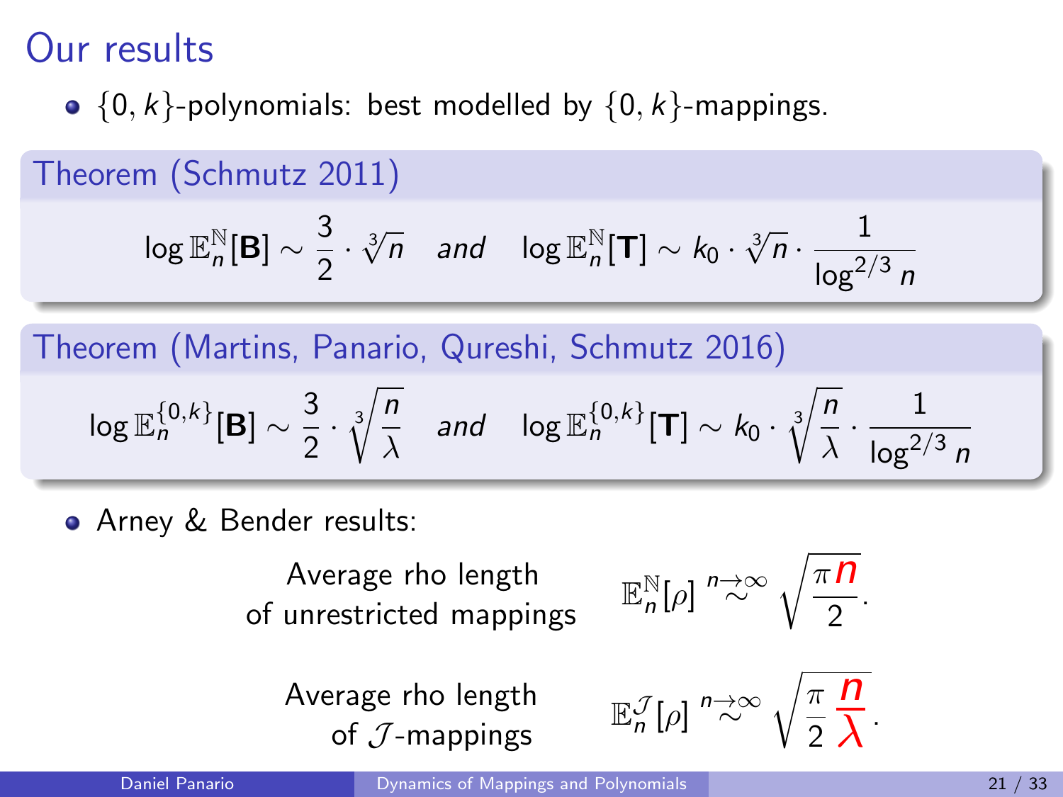# Our results

- $\{0, k\}$-polynomials: best modelled by $\{0, k\}$-mappings.

**Theorem (Schmutz 2011)**

$$\log \mathbb{E}_n^{\mathbb{N}}[\mathbf{B}] \sim \frac{3}{2} \cdot \sqrt[3]{n} \quad \textit{and} \quad \log \mathbb{E}_n^{\mathbb{N}}[\mathbf{T}] \sim k_0 \cdot \sqrt[3]{n} \cdot \frac{1}{\log^{2/3} n}$$

**Theorem (Martins, Panario, Qureshi, Schmutz 2016)**

$$\log \mathbb{E}_n^{\{0,k\}}[\mathbf{B}] \sim \frac{3}{2} \cdot \sqrt[3]{\frac{n}{\lambda}} \quad \textit{and} \quad \log \mathbb{E}_n^{\{0,k\}}[\mathbf{T}] \sim k_0 \cdot \sqrt[3]{\frac{n}{\lambda}} \cdot \frac{1}{\log^{2/3} n}$$

- Arney & Bender results:

Average rho length of unrestricted mappings

$$\mathbb{E}_n^{\mathbb{N}}[\rho] \overset{n\to\infty}{\sim} \sqrt{\frac{\pi \boldsymbol{n}}{2}}.$$

Average rho length of $\mathcal{J}$-mappings

$$\mathbb{E}_n^{\mathcal{J}}[\rho] \overset{n\to\infty}{\sim} \sqrt{\frac{\pi}{2} \frac{\boldsymbol{n}}{\boldsymbol{\lambda}}}.$$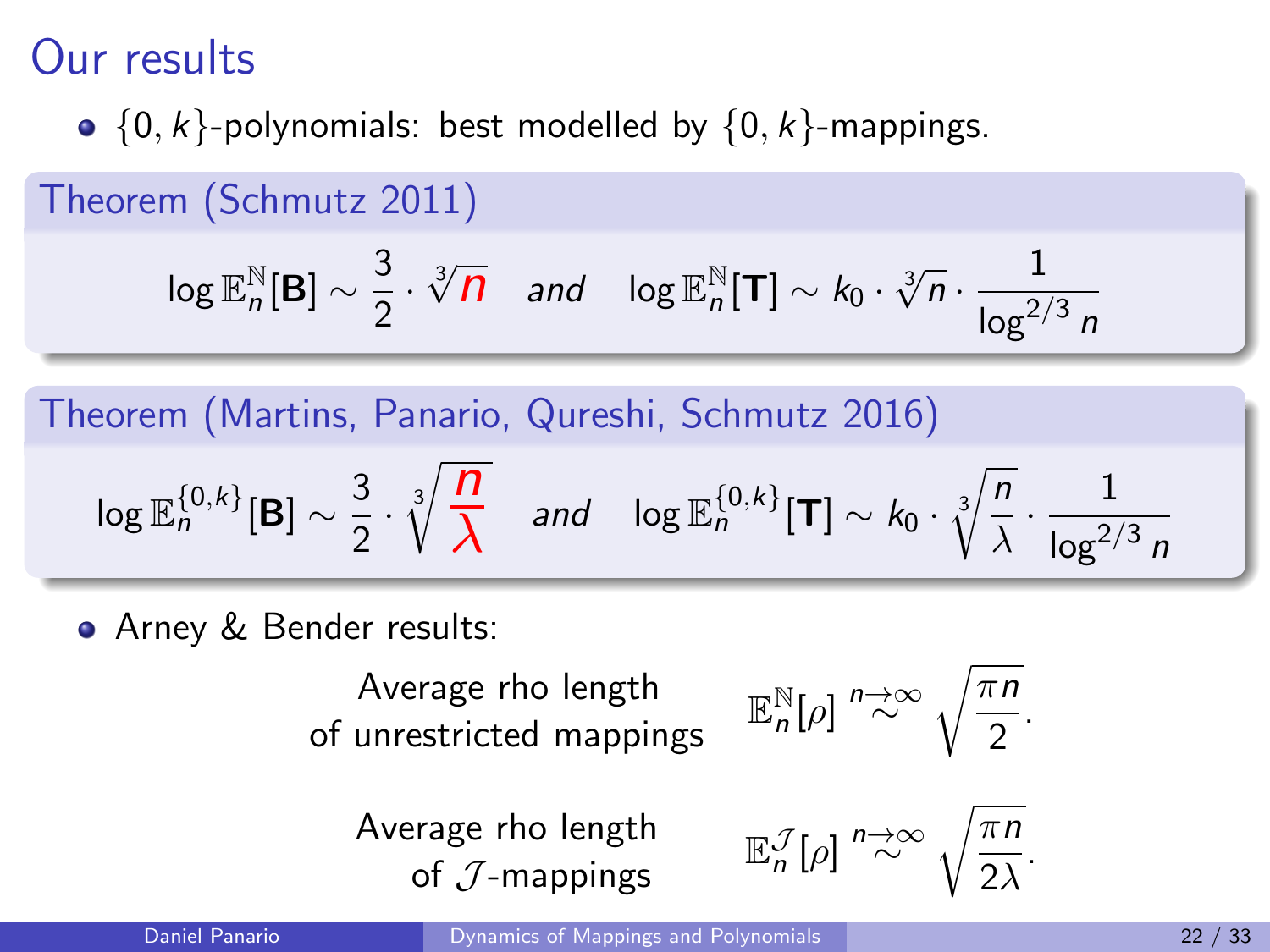# Our results

- $\{0, k\}$-polynomials: best modelled by $\{0, k\}$-mappings.

**Theorem (Schmutz 2011)**

$$\log \mathbb{E}_n^{\mathbb{N}}[\mathbf{B}] \sim \frac{3}{2} \cdot \sqrt[3]{n} \quad \textit{and} \quad \log \mathbb{E}_n^{\mathbb{N}}[\mathbf{T}] \sim k_0 \cdot \sqrt[3]{n} \cdot \frac{1}{\log^{2/3} n}$$

**Theorem (Martins, Panario, Qureshi, Schmutz 2016)**

$$\log \mathbb{E}_n^{\{0,k\}}[\mathbf{B}] \sim \frac{3}{2} \cdot \sqrt[3]{\frac{n}{\lambda}} \quad \textit{and} \quad \log \mathbb{E}_n^{\{0,k\}}[\mathbf{T}] \sim k_0 \cdot \sqrt[3]{\frac{n}{\lambda}} \cdot \frac{1}{\log^{2/3} n}$$

- Arney & Bender results:

Average rho length of unrestricted mappings $\quad \mathbb{E}_n^{\mathbb{N}}[\rho] \overset{n\to\infty}{\sim} \sqrt{\frac{\pi n}{2}}.$

Average rho length of $\mathcal{J}$-mappings $\quad \mathbb{E}_n^{\mathcal{J}}[\rho] \overset{n\to\infty}{\sim} \sqrt{\frac{\pi n}{2\lambda}}.$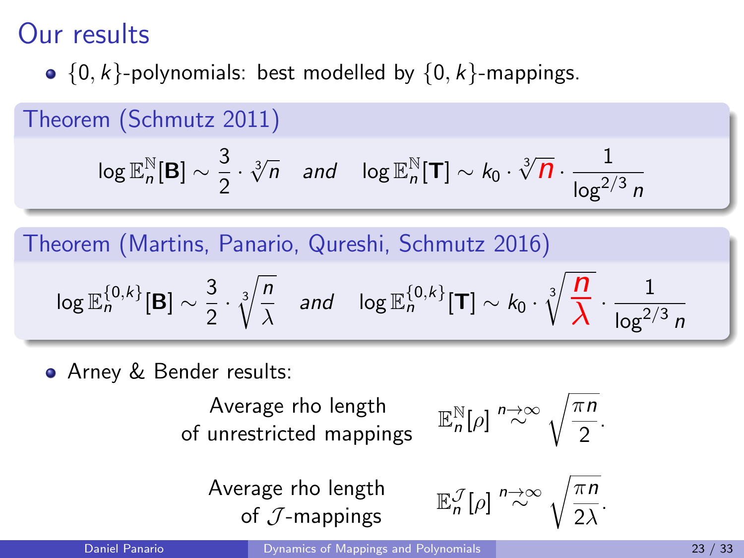# Our results

- $\{0,k\}$-polynomials: best modelled by $\{0,k\}$-mappings.

**Theorem (Schmutz 2011)**

$$\log \mathbb{E}_n^{\mathbb{N}}[\mathbf{B}] \sim \frac{3}{2} \cdot \sqrt[3]{n} \quad \textit{and} \quad \log \mathbb{E}_n^{\mathbb{N}}[\mathbf{T}] \sim k_0 \cdot \sqrt[3]{n} \cdot \frac{1}{\log^{2/3} n}$$

**Theorem (Martins, Panario, Qureshi, Schmutz 2016)**

$$\log \mathbb{E}_n^{\{0,k\}}[\mathbf{B}] \sim \frac{3}{2} \cdot \sqrt[3]{\frac{n}{\lambda}} \quad \textit{and} \quad \log \mathbb{E}_n^{\{0,k\}}[\mathbf{T}] \sim k_0 \cdot \sqrt[3]{\frac{n}{\lambda}} \cdot \frac{1}{\log^{2/3} n}$$

- Arney & Bender results:

Average rho length of unrestricted mappings $\quad \mathbb{E}_n^{\mathbb{N}}[\rho] \overset{n\to\infty}{\sim} \sqrt{\frac{\pi n}{2}}.$

Average rho length of $\mathcal{J}$-mappings $\quad \mathbb{E}_n^{\mathcal{J}}[\rho] \overset{n\to\infty}{\sim} \sqrt{\frac{\pi n}{2\lambda}}.$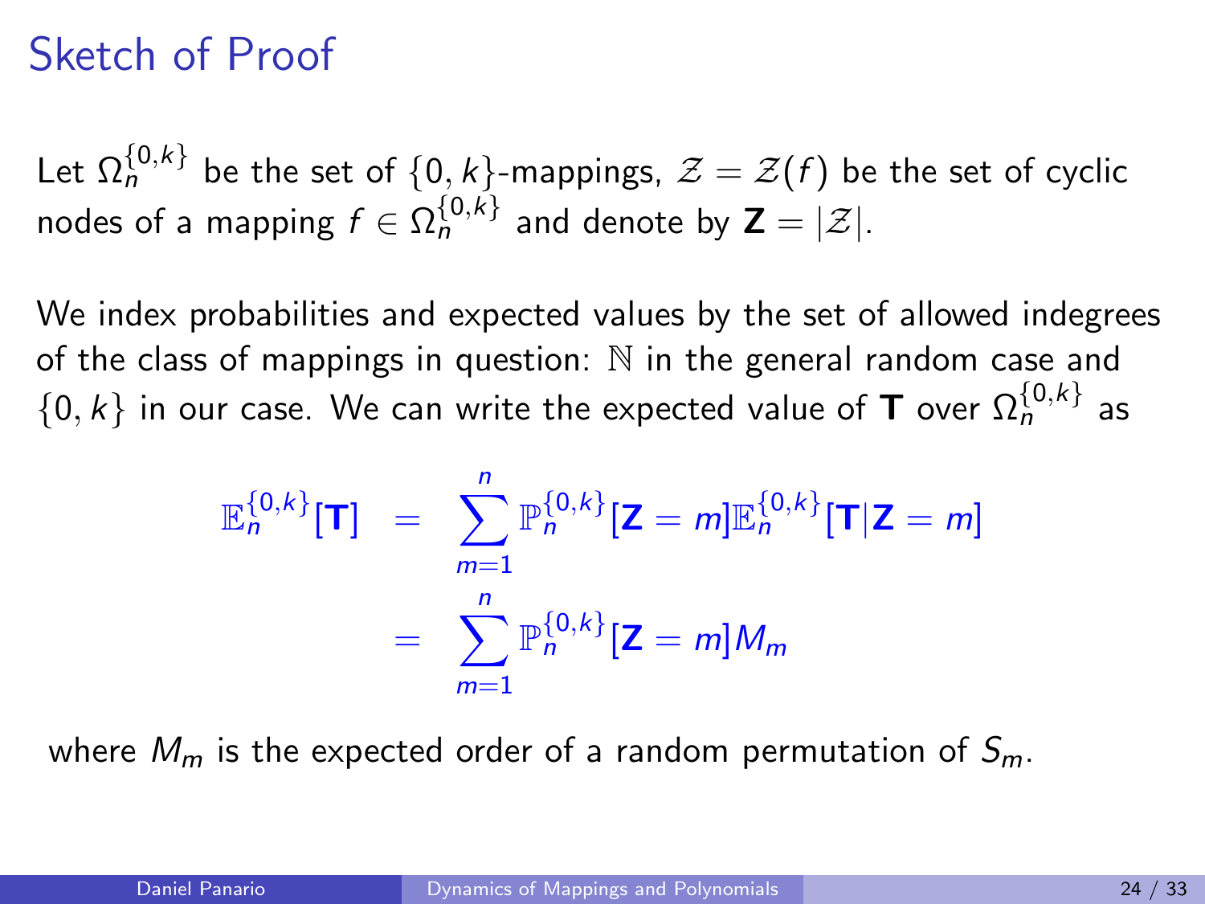# Sketch of Proof

Let $\Omega_n^{\{0,k\}}$ be the set of $\{0,k\}$-mappings, $\mathcal{Z} = \mathcal{Z}(f)$ be the set of cyclic nodes of a mapping $f \in \Omega_n^{\{0,k\}}$ and denote by $\mathbf{Z} = |\mathcal{Z}|$.

We index probabilities and expected values by the set of allowed indegrees of the class of mappings in question: $\mathbb{N}$ in the general random case and $\{0,k\}$ in our case. We can write the expected value of $\mathbf{T}$ over $\Omega_n^{\{0,k\}}$ as

$$
\begin{aligned}
\mathbb{E}_n^{\{0,k\}}[\mathbf{T}] &= \sum_{m=1}^{n} \mathbb{P}_n^{\{0,k\}}[\mathbf{Z} = m]\mathbb{E}_n^{\{0,k\}}[\mathbf{T}|\mathbf{Z} = m] \\
&= \sum_{m=1}^{n} \mathbb{P}_n^{\{0,k\}}[\mathbf{Z} = m] M_m
\end{aligned}
$$

where $M_m$ is the expected order of a random permutation of $S_m$.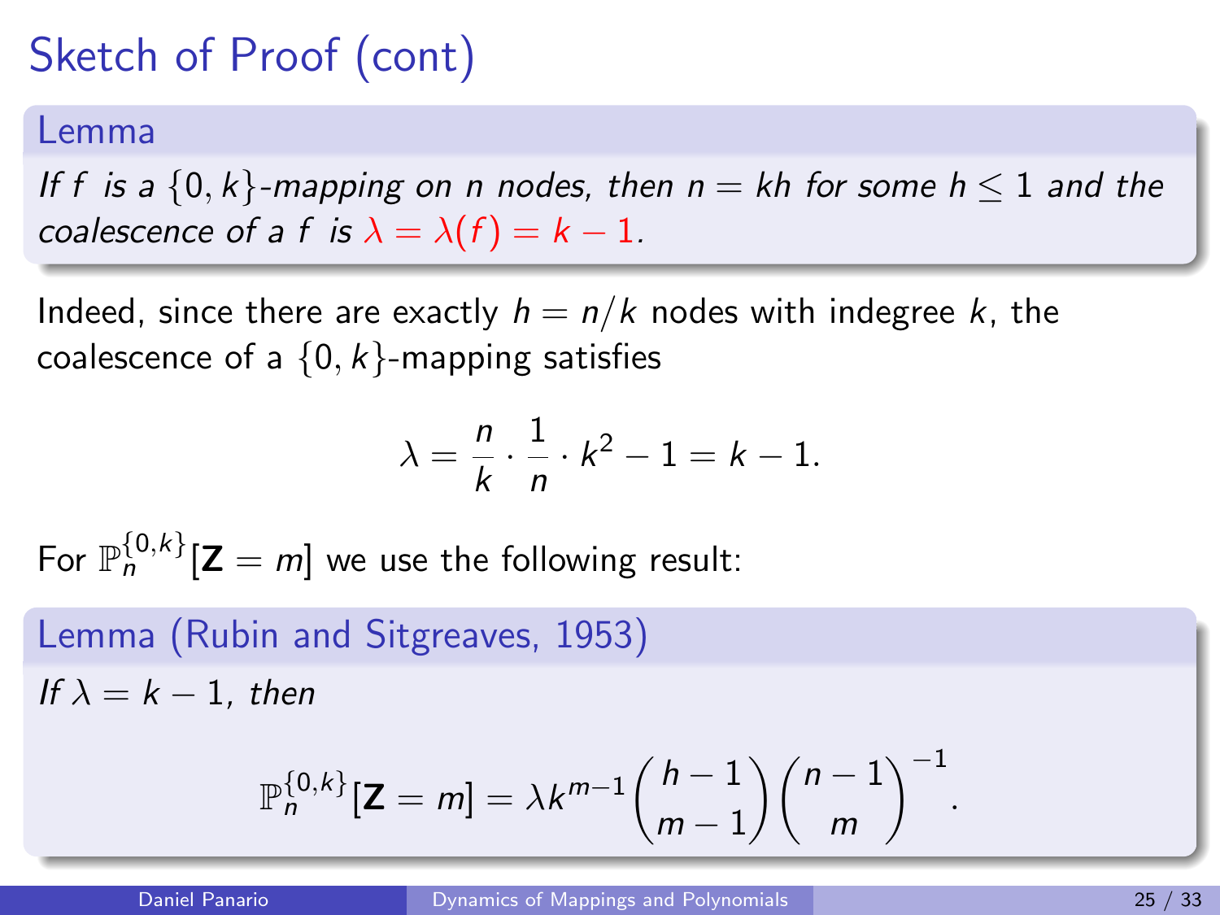# Sketch of Proof (cont)

**Lemma**

*If $f$ is a $\{0,k\}$-mapping on $n$ nodes, then $n = kh$ for some $h \leq 1$ and the coalescence of a $f$ is $\lambda = \lambda(f) = k-1$.*

Indeed, since there are exactly $h = n/k$ nodes with indegree $k$, the coalescence of a $\{0,k\}$-mapping satisfies

$$\lambda = \frac{n}{k} \cdot \frac{1}{n} \cdot k^2 - 1 = k - 1.$$

For $\mathbb{P}_n^{\{0,k\}}[\mathbf{Z} = m]$ we use the following result:

**Lemma (Rubin and Sitgreaves, 1953)**

*If $\lambda = k-1$, then*

$$\mathbb{P}_n^{\{0,k\}}[\mathbf{Z} = m] = \lambda k^{m-1} \binom{h-1}{m-1} \binom{n-1}{m}^{-1}.$$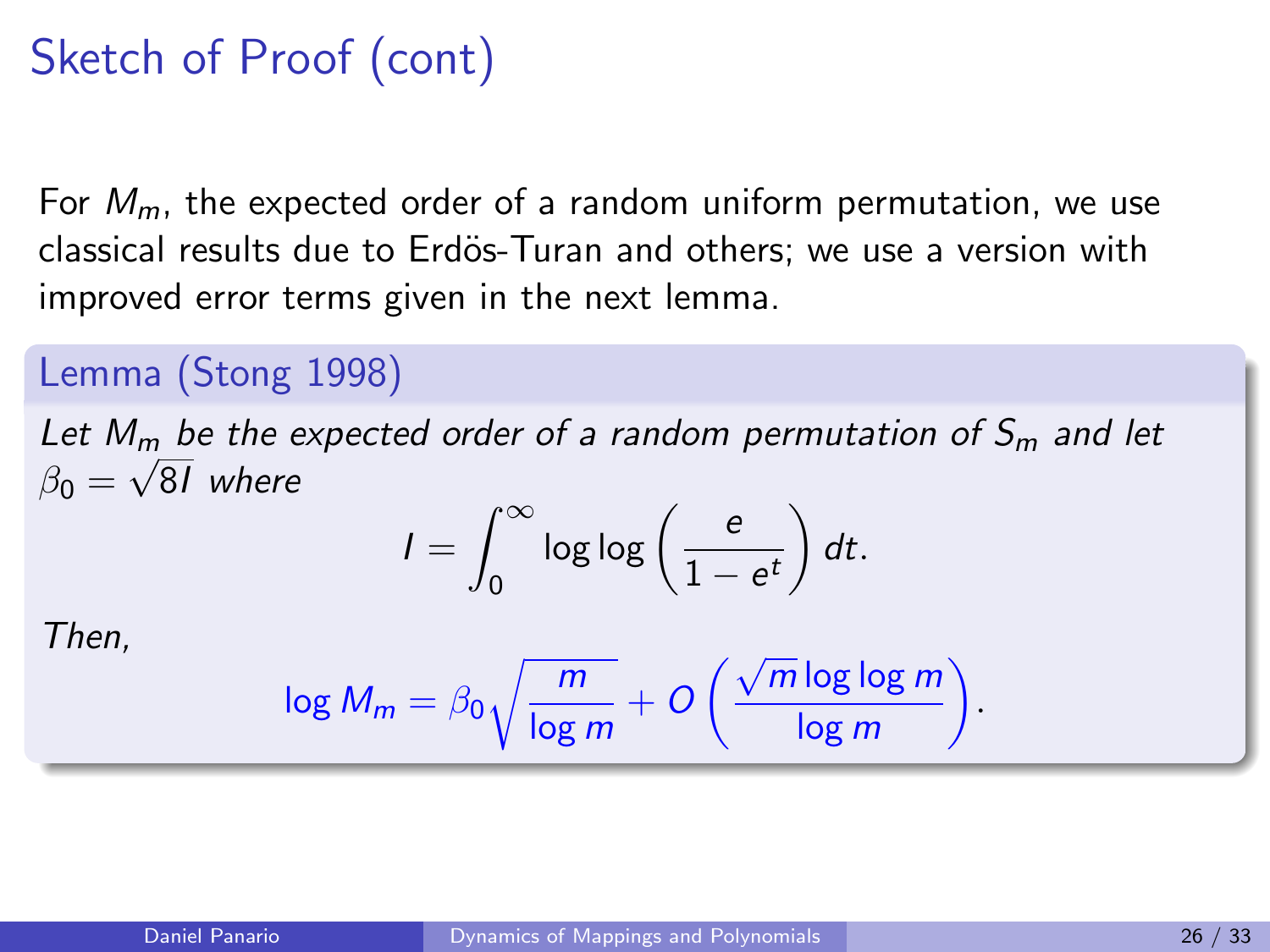# Sketch of Proof (cont)

For $M_m$, the expected order of a random uniform permutation, we use classical results due to Erdös-Turan and others; we use a version with improved error terms given in the next lemma.

**Lemma (Stong 1998)**

*Let $M_m$ be the expected order of a random permutation of $S_m$ and let $\beta_0 = \sqrt{8I}$ where*

$$I = \int_0^\infty \log\log\left(\frac{e}{1-e^t}\right) dt.$$

*Then,*

$$\log M_m = \beta_0 \sqrt{\frac{m}{\log m}} + O\left(\frac{\sqrt{m}\log\log m}{\log m}\right).$$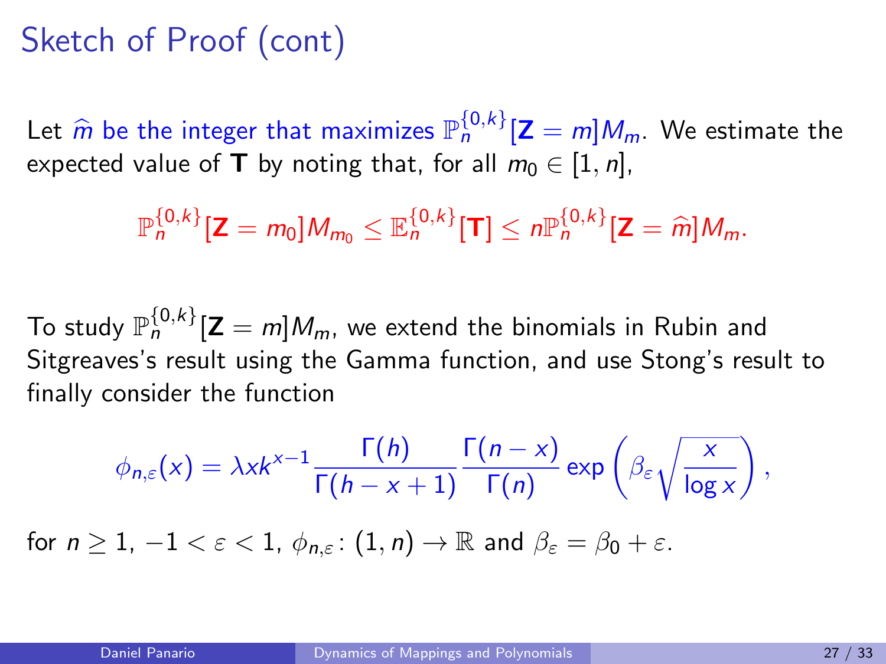# Sketch of Proof (cont)

Let $\widehat{m}$ be the integer that maximizes $\mathbb{P}_n^{\{0,k\}}[\mathbf{Z} = m]M_m$. We estimate the expected value of $\mathbf{T}$ by noting that, for all $m_0 \in [1, n]$,

$$\mathbb{P}_n^{\{0,k\}}[\mathbf{Z} = m_0]M_{m_0} \leq \mathbb{E}_n^{\{0,k\}}[\mathbf{T}] \leq n\mathbb{P}_n^{\{0,k\}}[\mathbf{Z} = \widehat{m}]M_m.$$

To study $\mathbb{P}_n^{\{0,k\}}[\mathbf{Z} = m]M_m$, we extend the binomials in Rubin and Sitgreaves's result using the Gamma function, and use Stong's result to finally consider the function

$$\phi_{n,\varepsilon}(x) = \lambda x k^{x-1} \frac{\Gamma(h)}{\Gamma(h - x + 1)} \frac{\Gamma(n - x)}{\Gamma(n)} \exp\left(\beta_\varepsilon \sqrt{\frac{x}{\log x}}\right),$$

for $n \geq 1$, $-1 < \varepsilon < 1$, $\phi_{n,\varepsilon} \colon (1, n) \to \mathbb{R}$ and $\beta_\varepsilon = \beta_0 + \varepsilon$.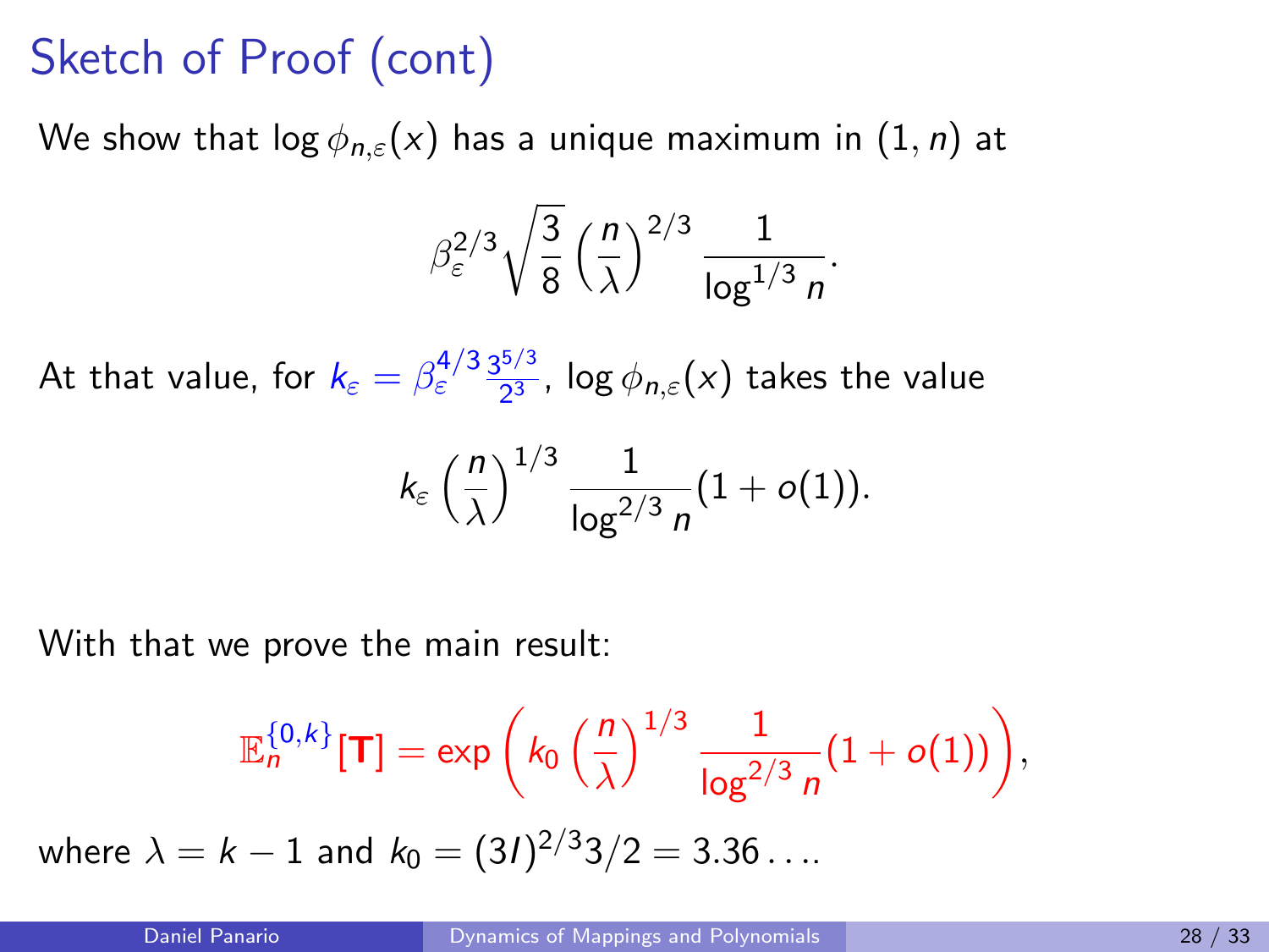# Sketch of Proof (cont)

We show that $\log \phi_{n,\varepsilon}(x)$ has a unique maximum in $(1, n)$ at

$$\beta_\varepsilon^{2/3} \sqrt{\frac{3}{8}} \left(\frac{n}{\lambda}\right)^{2/3} \frac{1}{\log^{1/3} n}.$$

At that value, for $k_\varepsilon = \beta_\varepsilon^{4/3} \frac{3^{5/3}}{2^3}$, $\log \phi_{n,\varepsilon}(x)$ takes the value

$$k_\varepsilon \left(\frac{n}{\lambda}\right)^{1/3} \frac{1}{\log^{2/3} n}(1 + o(1)).$$

With that we prove the main result:

$$\mathbb{E}_n^{\{0,k\}}[\mathbf{T}] = \exp\left( k_0 \left(\frac{n}{\lambda}\right)^{1/3} \frac{1}{\log^{2/3} n}(1 + o(1))\right),$$

where $\lambda = k - 1$ and $k_0 = (3I)^{2/3} 3/2 = 3.36\ldots$.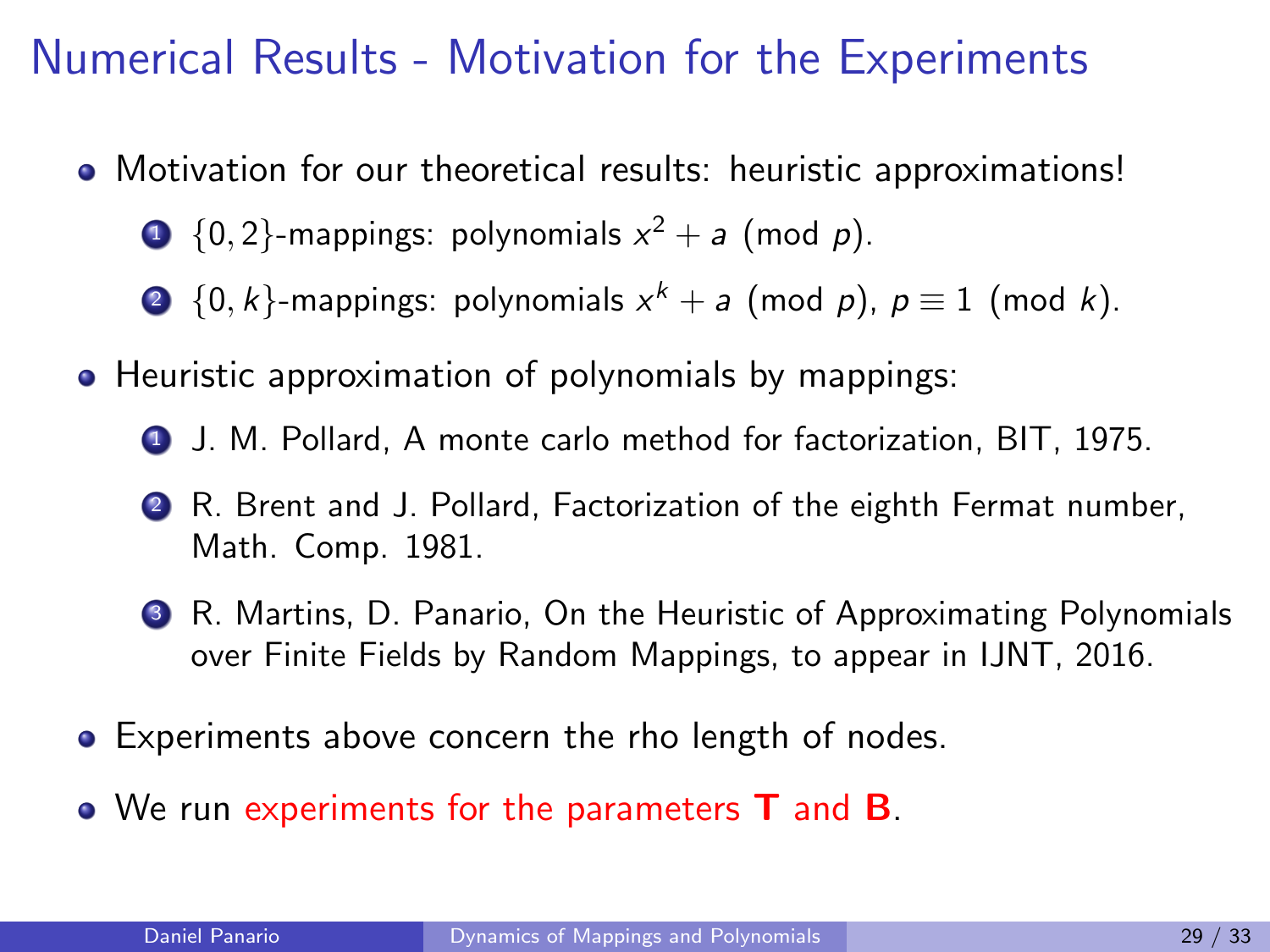# Numerical Results - Motivation for the Experiments

- Motivation for our theoretical results: heuristic approximations!
  1. $\{0,2\}$-mappings: polynomials $x^2 + a \pmod{p}$.
  2. $\{0,k\}$-mappings: polynomials $x^k + a \pmod{p}$, $p \equiv 1 \pmod{k}$.
- Heuristic approximation of polynomials by mappings:
  1. J. M. Pollard, A monte carlo method for factorization, BIT, 1975.
  2. R. Brent and J. Pollard, Factorization of the eighth Fermat number, Math. Comp. 1981.
  3. R. Martins, D. Panario, On the Heuristic of Approximating Polynomials over Finite Fields by Random Mappings, to appear in IJNT, 2016.
- Experiments above concern the rho length of nodes.
- We run experiments for the parameters **T** and **B**.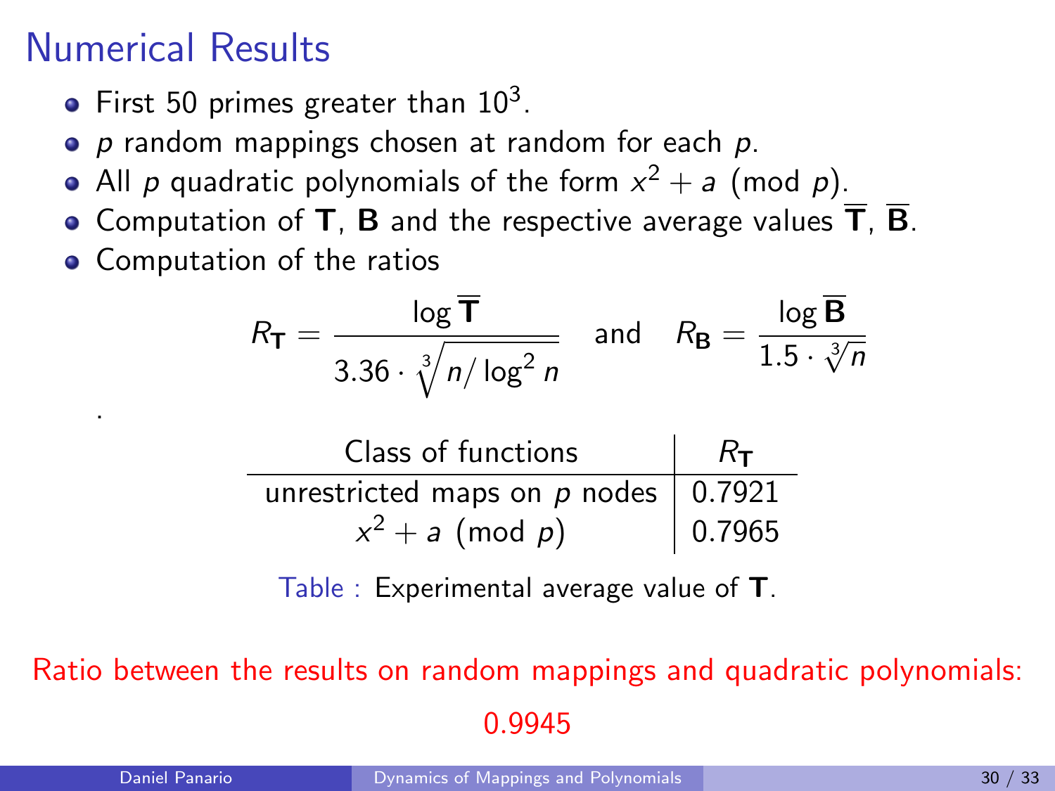# Numerical Results

- First 50 primes greater than $10^3$.
- $p$ random mappings chosen at random for each $p$.
- All $p$ quadratic polynomials of the form $x^2 + a \pmod{p}$.
- Computation of $\mathbf{T}$, $\mathbf{B}$ and the respective average values $\overline{\mathbf{T}}$, $\overline{\mathbf{B}}$.
- Computation of the ratios

$$R_{\mathbf{T}} = \frac{\log \overline{\mathbf{T}}}{3.36 \cdot \sqrt[3]{n/\log^2 n}} \quad \text{and} \quad R_{\mathbf{B}} = \frac{\log \overline{\mathbf{B}}}{1.5 \cdot \sqrt[3]{n}}$$

.

| Class of functions | $R_{\mathbf{T}}$ |
|---|---|
| unrestricted maps on $p$ nodes | 0.7921 |
| $x^2 + a \pmod{p}$ | 0.7965 |

Table : Experimental average value of $\mathbf{T}$.

Ratio between the results on random mappings and quadratic polynomials:

0.9945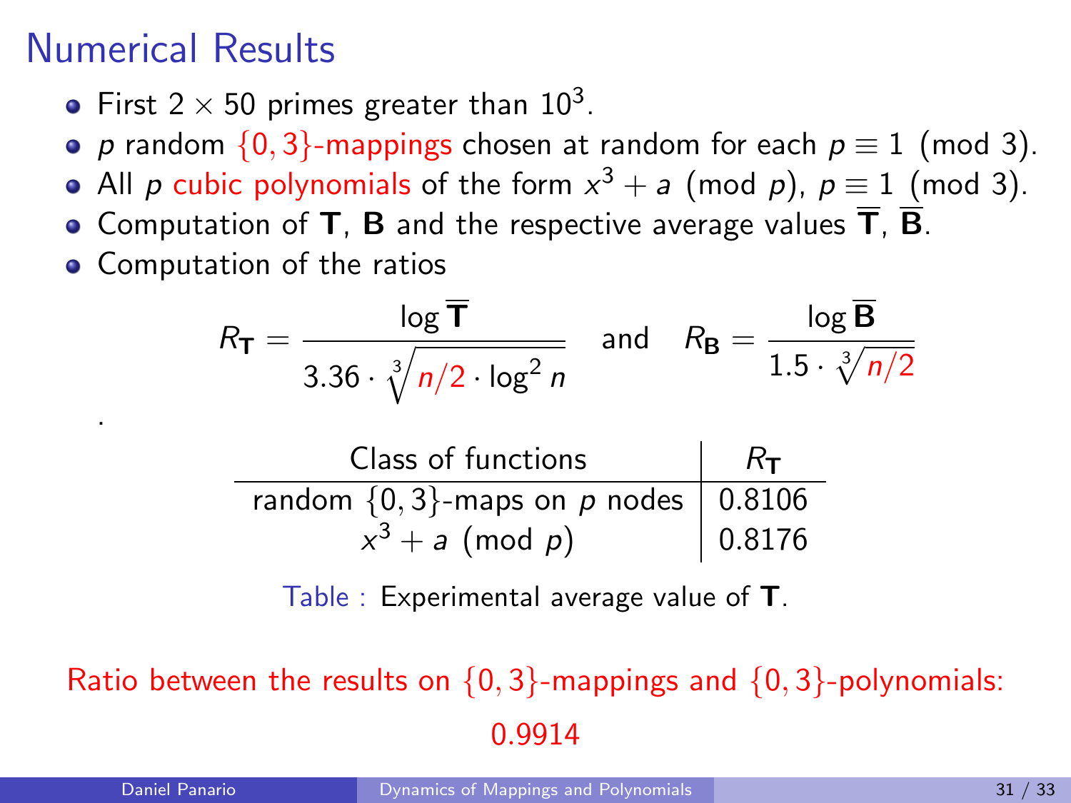# Numerical Results

- First $2 \times 50$ primes greater than $10^3$.
- $p$ random $\{0,3\}$-mappings chosen at random for each $p \equiv 1 \pmod 3$.
- All $p$ cubic polynomials of the form $x^3 + a \pmod p$, $p \equiv 1 \pmod 3$.
- Computation of $\mathbf{T}$, $\mathbf{B}$ and the respective average values $\overline{\mathbf{T}}$, $\overline{\mathbf{B}}$.
- Computation of the ratios

$$R_{\mathbf{T}} = \frac{\log \overline{\mathbf{T}}}{3.36 \cdot \sqrt[3]{n/2 \cdot \log^2 n}} \quad \text{and} \quad R_{\mathbf{B}} = \frac{\log \overline{\mathbf{B}}}{1.5 \cdot \sqrt[3]{n/2}}$$

.

| Class of functions | $R_{\mathbf{T}}$ |
|---|---|
| random $\{0,3\}$-maps on $p$ nodes | 0.8106 |
| $x^3 + a \pmod p$ | 0.8176 |

Table : Experimental average value of $\mathbf{T}$.

Ratio between the results on $\{0,3\}$-mappings and $\{0,3\}$-polynomials:

0.9914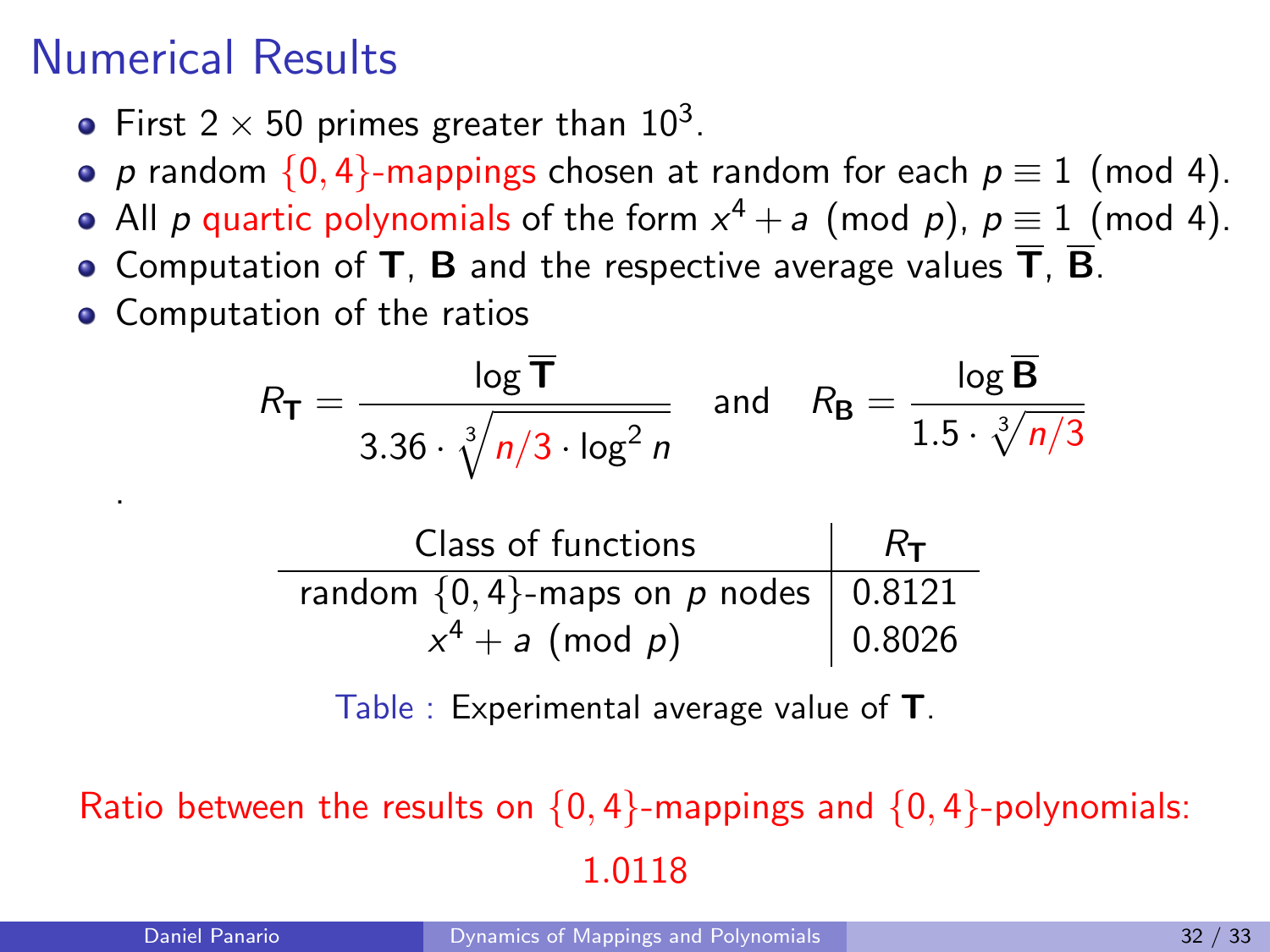# Numerical Results

- First $2 \times 50$ primes greater than $10^3$.
- $p$ random $\{0,4\}$-mappings chosen at random for each $p \equiv 1 \pmod 4$.
- All $p$ quartic polynomials of the form $x^4 + a \pmod p$, $p \equiv 1 \pmod 4$.
- Computation of $\mathbf{T}$, $\mathbf{B}$ and the respective average values $\overline{\mathbf{T}}$, $\overline{\mathbf{B}}$.
- Computation of the ratios

$$R_{\mathbf{T}} = \frac{\log \overline{\mathbf{T}}}{3.36 \cdot \sqrt[3]{n/3 \cdot \log^2 n}} \quad \text{and} \quad R_{\mathbf{B}} = \frac{\log \overline{\mathbf{B}}}{1.5 \cdot \sqrt[3]{n/3}}$$

.

| Class of functions | $R_{\mathbf{T}}$ |
|---|---|
| random $\{0,4\}$-maps on $p$ nodes | 0.8121 |
| $x^4 + a \pmod p$ | 0.8026 |

Table : Experimental average value of $\mathbf{T}$.

Ratio between the results on $\{0,4\}$-mappings and $\{0,4\}$-polynomials:

1.0118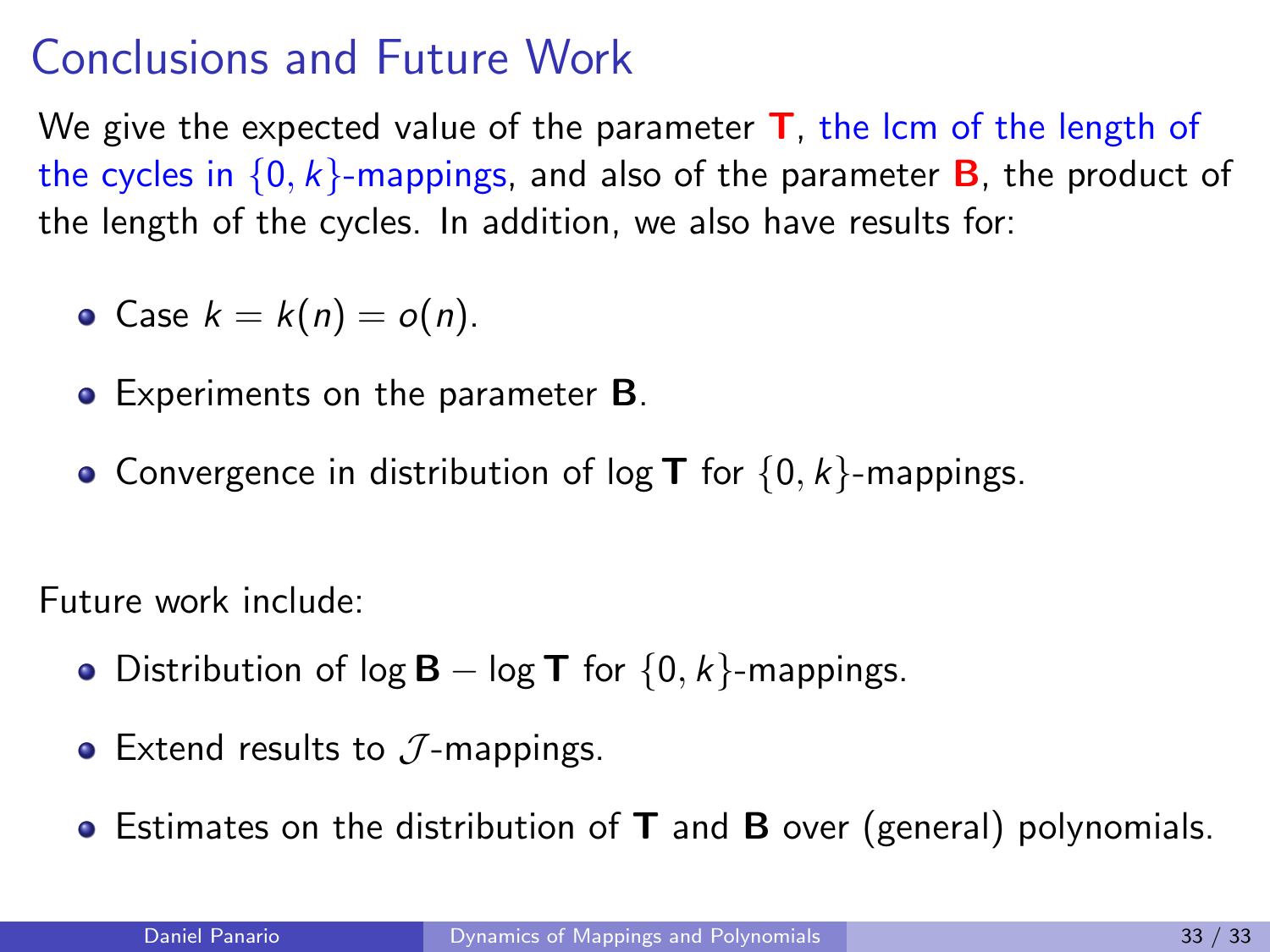# Conclusions and Future Work

We give the expected value of the parameter $\mathbf{T}$, the lcm of the length of the cycles in $\{0, k\}$-mappings, and also of the parameter $\mathbf{B}$, the product of the length of the cycles. In addition, we also have results for:

- Case $k = k(n) = o(n)$.
- Experiments on the parameter $\mathbf{B}$.
- Convergence in distribution of $\log \mathbf{T}$ for $\{0, k\}$-mappings.

Future work include:

- Distribution of $\log \mathbf{B} - \log \mathbf{T}$ for $\{0, k\}$-mappings.
- Extend results to $\mathcal{J}$-mappings.
- Estimates on the distribution of $\mathbf{T}$ and $\mathbf{B}$ over (general) polynomials.